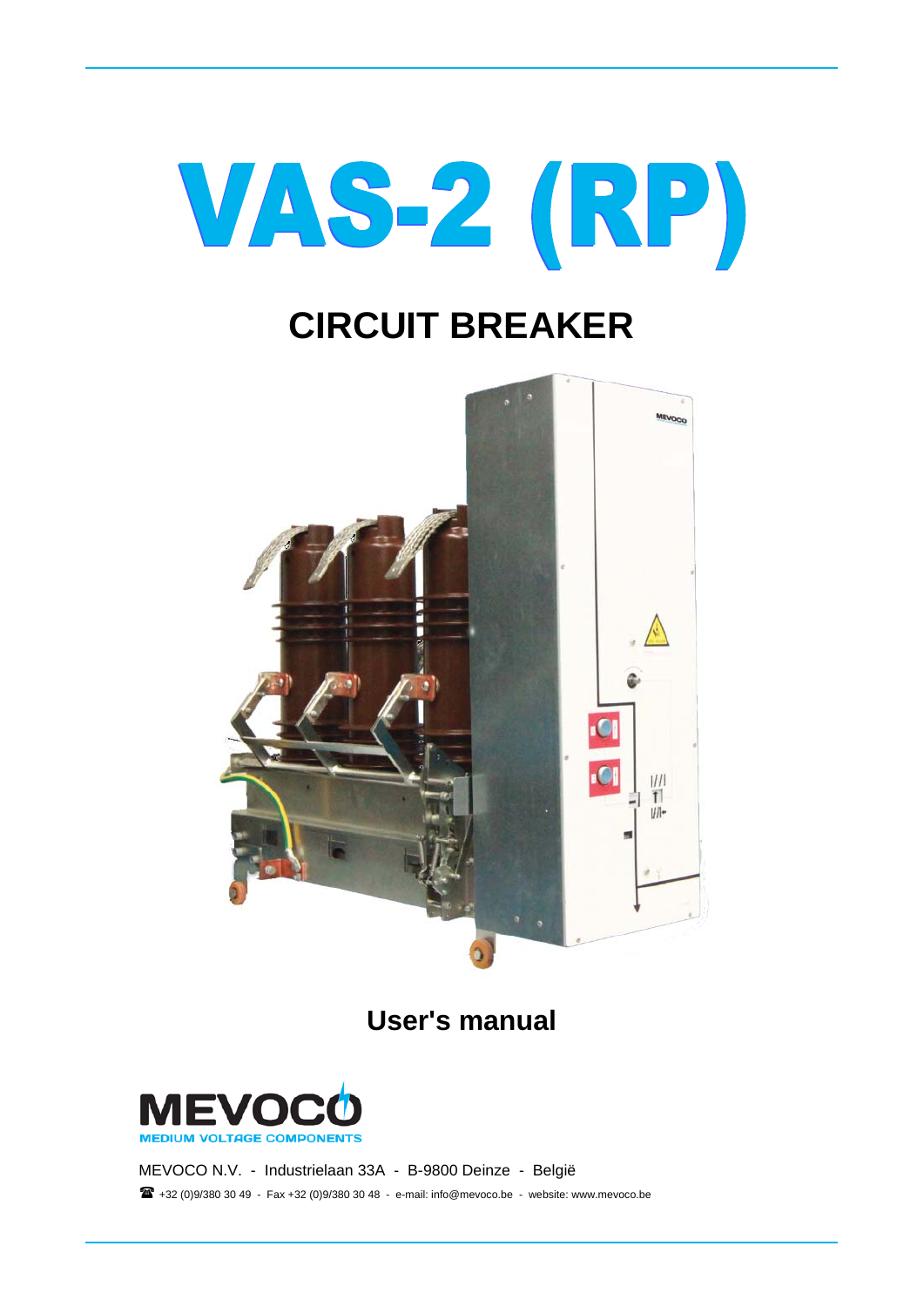# VAS-2 (RP)

## CIRCUIT BREAKER

**User's manual**

MEVOCO

MEDIUM VOLTAGE COMPONENTS

MEVOCO N.V. - Industrielaan 33A - B-9800 Deinze - België

☎ +32 (0)9/380 30 49 - Fax +32 (0)9/380 30 48 - e-mail: info@mevoco.be - website: www.mevoco.be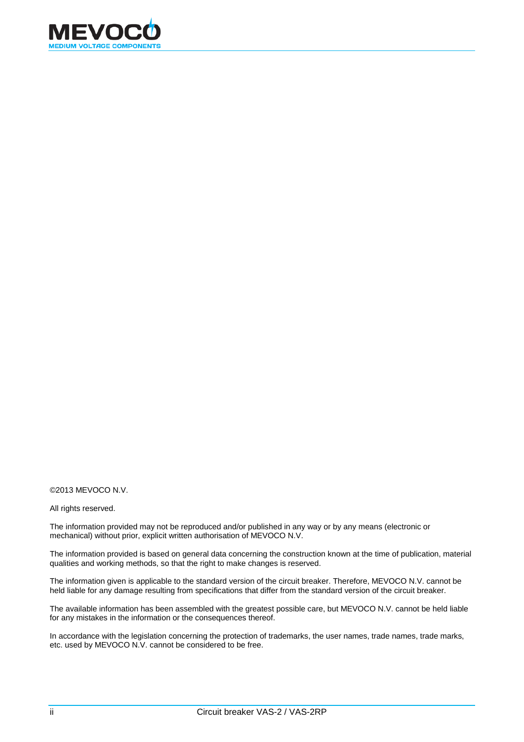©2013 MEVOCO N.V.

All rights reserved.

The information provided may not be reproduced and/or published in any way or by any means (electronic or mechanical) without prior, explicit written authorisation of MEVOCO N.V.

The information provided is based on general data concerning the construction known at the time of publication, material qualities and working methods, so that the right to make changes is reserved.

The information given is applicable to the standard version of the circuit breaker. Therefore, MEVOCO N.V. cannot be held liable for any damage resulting from specifications that differ from the standard version of the circuit breaker.

The available information has been assembled with the greatest possible care, but MEVOCO N.V. cannot be held liable for any mistakes in the information or the consequences thereof.

In accordance with the legislation concerning the protection of trademarks, the user names, trade names, trade marks, etc. used by MEVOCO N.V. cannot be considered to be free.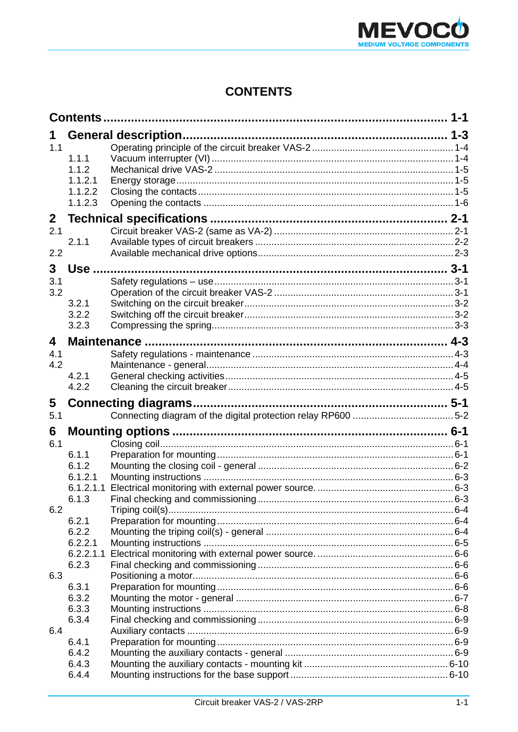# CONTENTS

**Contents ........................................................................................ 1-1**

**1 General description ........................................................................ 1-3**

- 1.1 Operating principle of the circuit breaker VAS-2 ........................ 1-4
  - 1.1.1 Vacuum interrupter (VI) ........................................................ 1-4
  - 1.1.2 Mechanical drive VAS-2 ........................................................ 1-5
  - 1.1.2.1 Energy storage ................................................................. 1-5
  - 1.1.2.2 Closing the contacts ......................................................... 1-5
  - 1.1.2.3 Opening the contacts ........................................................ 1-6

**2 Technical specifications .................................................................. 2-1**

- 2.1 Circuit breaker VAS-2 (same as VA-2) ....................................... 2-1
  - 2.1.1 Available types of circuit breakers ......................................... 2-2
- 2.2 Available mechanical drive options ............................................. 2-3

**3 Use ................................................................................................ 3-1**

- 3.1 Safety regulations – use ............................................................. 3-1
- 3.2 Operation of the circuit breaker VAS-2 ....................................... 3-1
  - 3.2.1 Switching on the circuit breaker ............................................. 3-2
  - 3.2.2 Switching off the circuit breaker ............................................. 3-2
  - 3.2.3 Compressing the spring ......................................................... 3-3

**4 Maintenance .................................................................................... 4-3**

- 4.1 Safety regulations - maintenance ................................................ 4-3
- 4.2 Maintenance - general ................................................................ 4-4
  - 4.2.1 General checking activities .................................................... 4-5
  - 4.2.2 Cleaning the circuit breaker ................................................... 4-5

**5 Connecting diagrams ........................................................................ 5-1**

- 5.1 Connecting diagram of the digital protection relay RP600 ............ 5-2

**6 Mounting options .............................................................................. 6-1**

- 6.1 Closing coil ................................................................................. 6-1
  - 6.1.1 Preparation for mounting ........................................................ 6-1
  - 6.1.2 Mounting the closing coil - general ......................................... 6-2
  - 6.1.2.1 Mounting instructions ........................................................ 6-3
  - 6.1.2.1.1 Electrical monitoring with external power source. ............. 6-3
  - 6.1.3 Final checking and commissioning ......................................... 6-3
- 6.2 Triping coil(s) .............................................................................. 6-4
  - 6.2.1 Preparation for mounting ........................................................ 6-4
  - 6.2.2 Mounting the triping coil(s) - general ...................................... 6-4
  - 6.2.2.1 Mounting instructions ........................................................ 6-5
  - 6.2.2.1.1 Electrical monitoring with external power source. ............. 6-6
  - 6.2.3 Final checking and commissioning ......................................... 6-6
- 6.3 Positioning a motor ..................................................................... 6-6
  - 6.3.1 Preparation for mounting ........................................................ 6-6
  - 6.3.2 Mounting the motor - general ................................................. 6-7
  - 6.3.3 Mounting instructions ............................................................. 6-8
  - 6.3.4 Final checking and commissioning ......................................... 6-9
- 6.4 Auxiliary contacts ........................................................................ 6-9
  - 6.4.1 Preparation for mounting ........................................................ 6-9
  - 6.4.2 Mounting the auxiliary contacts - general ................................ 6-9
  - 6.4.3 Mounting the auxiliary contacts - mounting kit ........................ 6-10
  - 6.4.4 Mounting instructions for the base support ............................. 6-10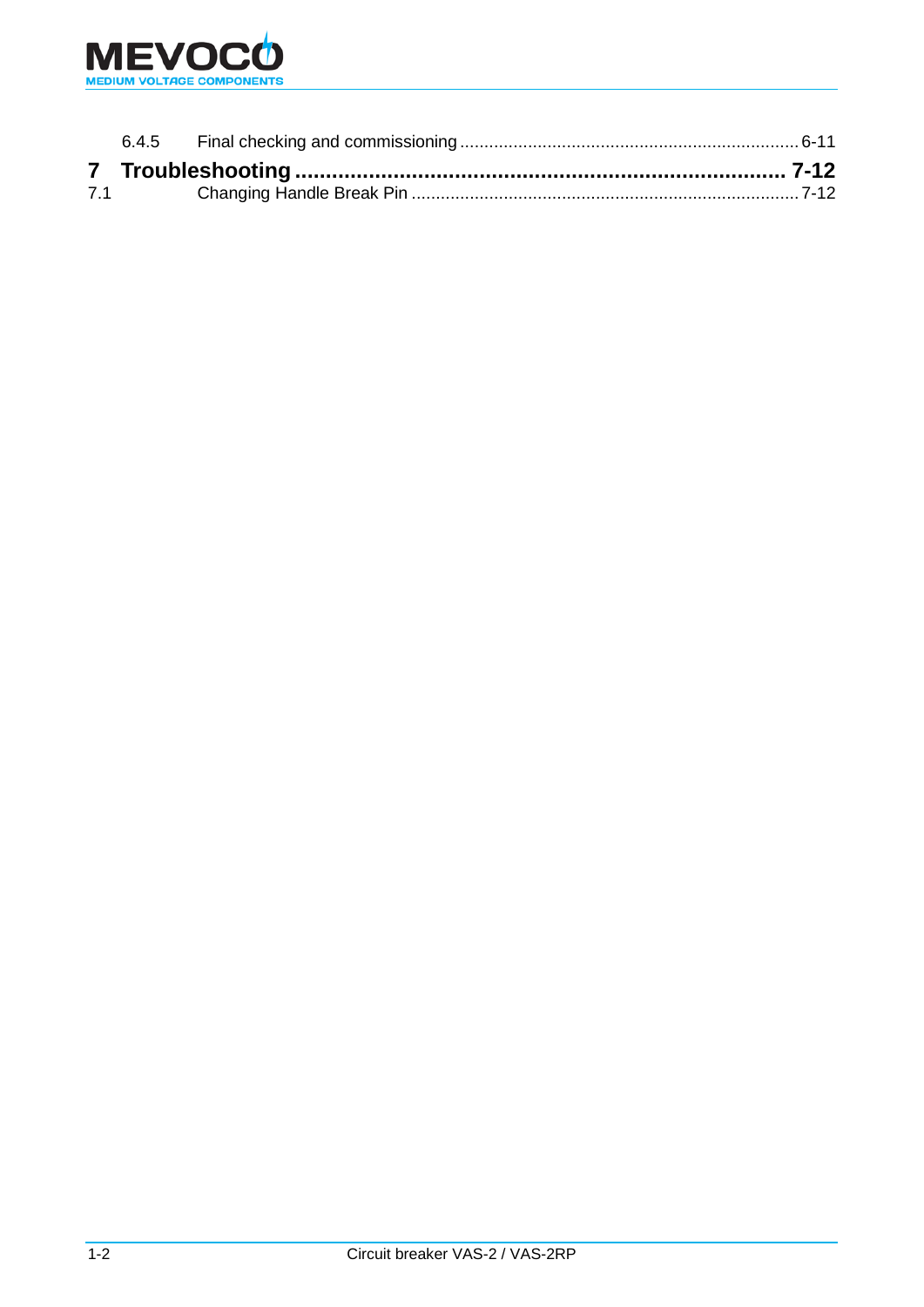6.4.5 Final checking and commissioning ..................................................................... 6-11

**7 Troubleshooting ............................................................................ 7-12**

7.1 Changing Handle Break Pin ................................................................................ 7-12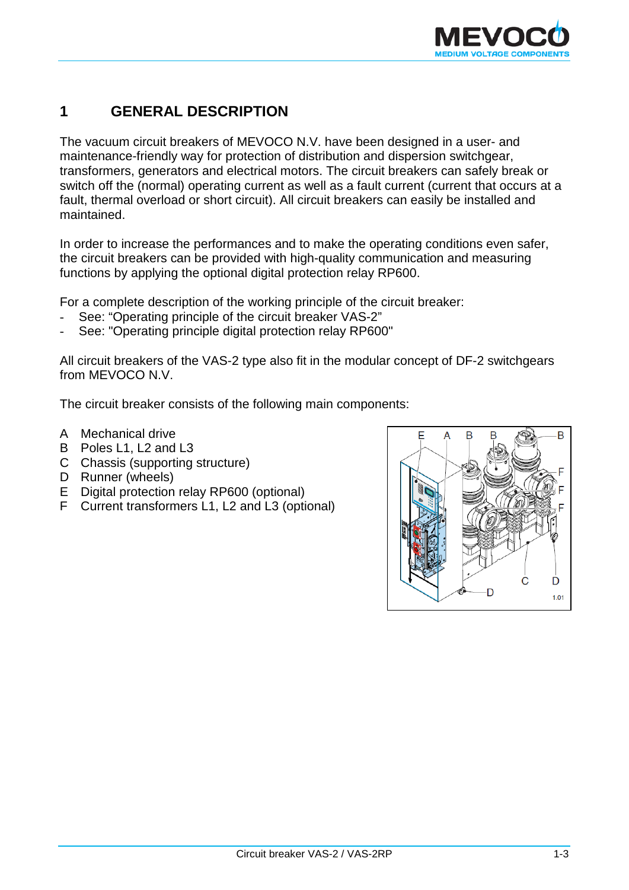# 1 GENERAL DESCRIPTION

The vacuum circuit breakers of MEVOCO N.V. have been designed in a user- and maintenance-friendly way for protection of distribution and dispersion switchgear, transformers, generators and electrical motors. The circuit breakers can safely break or switch off the (normal) operating current as well as a fault current (current that occurs at a fault, thermal overload or short circuit). All circuit breakers can easily be installed and maintained.

In order to increase the performances and to make the operating conditions even safer, the circuit breakers can be provided with high-quality communication and measuring functions by applying the optional digital protection relay RP600.

For a complete description of the working principle of the circuit breaker:

- See: “Operating principle of the circuit breaker VAS-2”
- See: "Operating principle digital protection relay RP600"

All circuit breakers of the VAS-2 type also fit in the modular concept of DF-2 switchgears from MEVOCO N.V.

The circuit breaker consists of the following main components:

A Mechanical drive
B Poles L1, L2 and L3
C Chassis (supporting structure)
D Runner (wheels)
E Digital protection relay RP600 (optional)
F Current transformers L1, L2 and L3 (optional)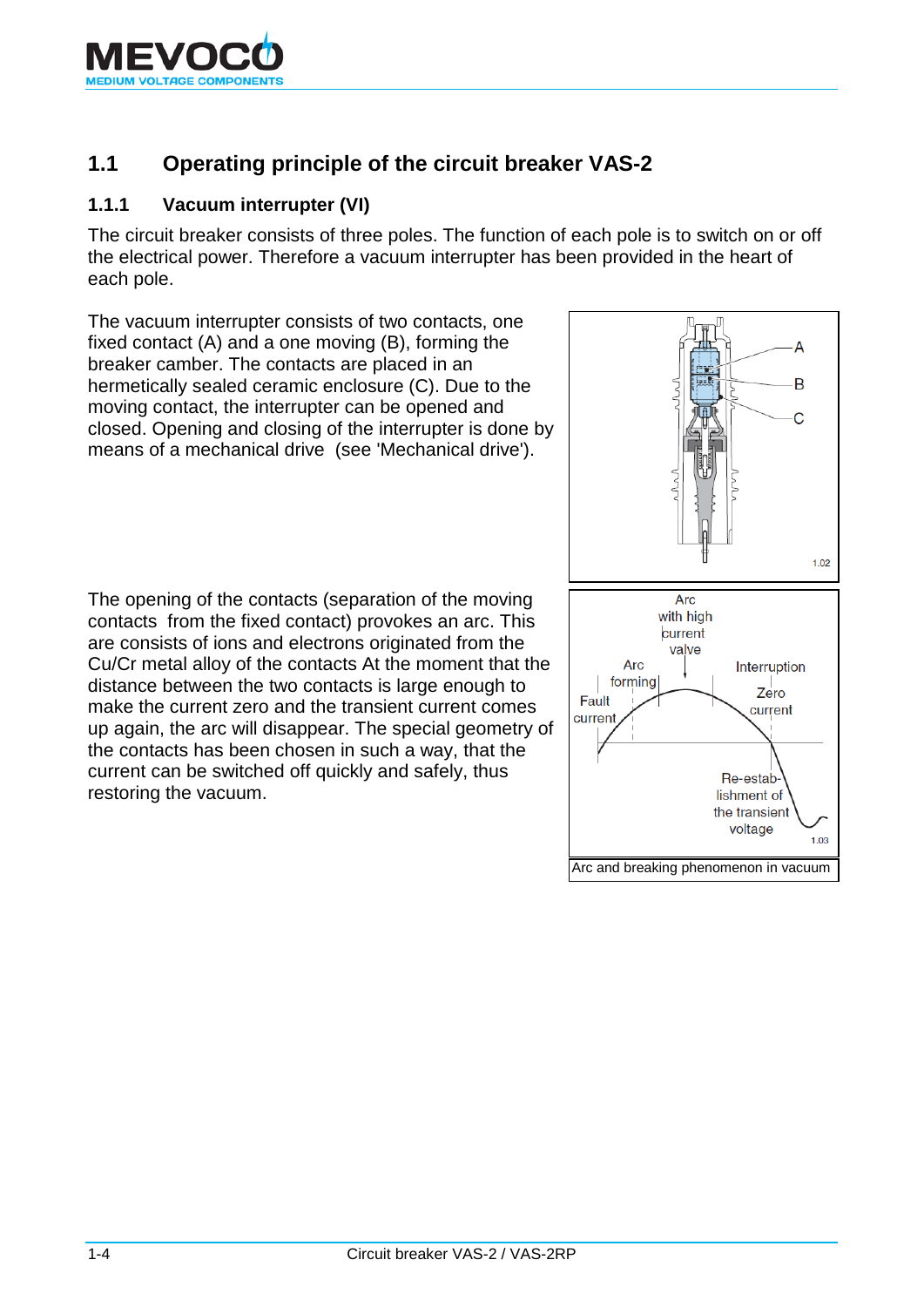## 1.1 Operating principle of the circuit breaker VAS-2

### 1.1.1 Vacuum interrupter (VI)

The circuit breaker consists of three poles. The function of each pole is to switch on or off the electrical power. Therefore a vacuum interrupter has been provided in the heart of each pole.

The vacuum interrupter consists of two contacts, one fixed contact (A) and a one moving (B), forming the breaker camber. The contacts are placed in an hermetically sealed ceramic enclosure (C). Due to the moving contact, the interrupter can be opened and closed. Opening and closing of the interrupter is done by means of a mechanical drive (see 'Mechanical drive').

The opening of the contacts (separation of the moving contacts from the fixed contact) provokes an arc. This are consists of ions and electrons originated from the Cu/Cr metal alloy of the contacts At the moment that the distance between the two contacts is large enough to make the current zero and the transient current comes up again, the arc will disappear. The special geometry of the contacts has been chosen in such a way, that the current can be switched off quickly and safely, thus restoring the vacuum.

Arc and breaking phenomenon in vacuum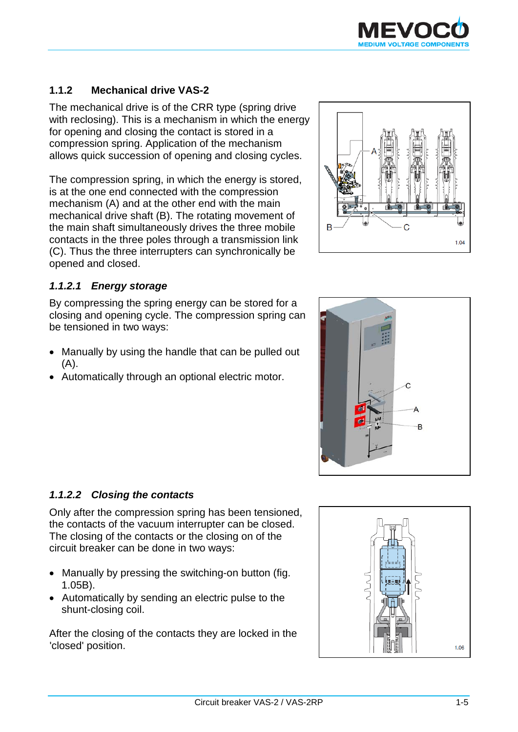### 1.1.2 Mechanical drive VAS-2

The mechanical drive is of the CRR type (spring drive with reclosing). This is a mechanism in which the energy for opening and closing the contact is stored in a compression spring. Application of the mechanism allows quick succession of opening and closing cycles.

The compression spring, in which the energy is stored, is at the one end connected with the compression mechanism (A) and at the other end with the main mechanical drive shaft (B). The rotating movement of the main shaft simultaneously drives the three mobile contacts in the three poles through a transmission link (C). Thus the three interrupters can synchronically be opened and closed.

#### *1.1.2.1 Energy storage*

By compressing the spring energy can be stored for a closing and opening cycle. The compression spring can be tensioned in two ways:

- Manually by using the handle that can be pulled out (A).
- Automatically through an optional electric motor.

#### *1.1.2.2 Closing the contacts*

Only after the compression spring has been tensioned, the contacts of the vacuum interrupter can be closed. The closing of the contacts or the closing on of the circuit breaker can be done in two ways:

- Manually by pressing the switching-on button (fig. 1.05B).
- Automatically by sending an electric pulse to the shunt-closing coil.

After the closing of the contacts they are locked in the 'closed' position.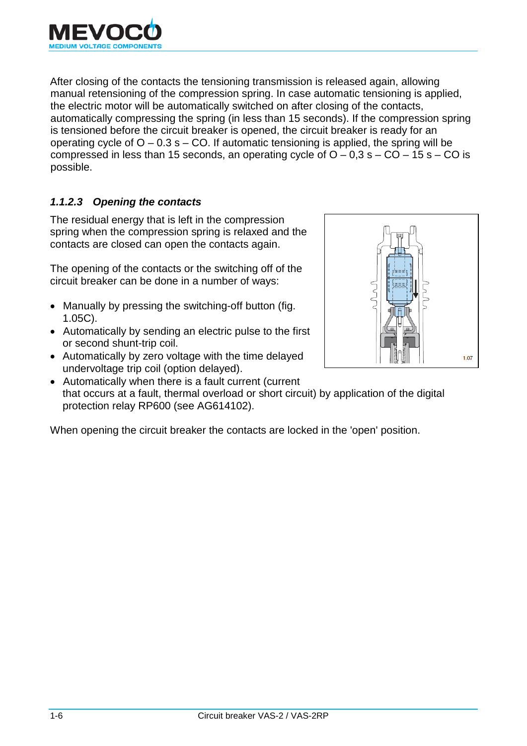After closing of the contacts the tensioning transmission is released again, allowing manual retensioning of the compression spring. In case automatic tensioning is applied, the electric motor will be automatically switched on after closing of the contacts, automatically compressing the spring (in less than 15 seconds). If the compression spring is tensioned before the circuit breaker is opened, the circuit breaker is ready for an operating cycle of O – 0.3 s – CO. If automatic tensioning is applied, the spring will be compressed in less than 15 seconds, an operating cycle of O – 0,3 s – CO – 15 s – CO is possible.

### *1.1.2.3 Opening the contacts*

The residual energy that is left in the compression spring when the compression spring is relaxed and the contacts are closed can open the contacts again.

The opening of the contacts or the switching off of the circuit breaker can be done in a number of ways:

- Manually by pressing the switching-off button (fig. 1.05C).
- Automatically by sending an electric pulse to the first or second shunt-trip coil.
- Automatically by zero voltage with the time delayed undervoltage trip coil (option delayed).
- Automatically when there is a fault current (current that occurs at a fault, thermal overload or short circuit) by application of the digital protection relay RP600 (see AG614102).

1.07

When opening the circuit breaker the contacts are locked in the 'open' position.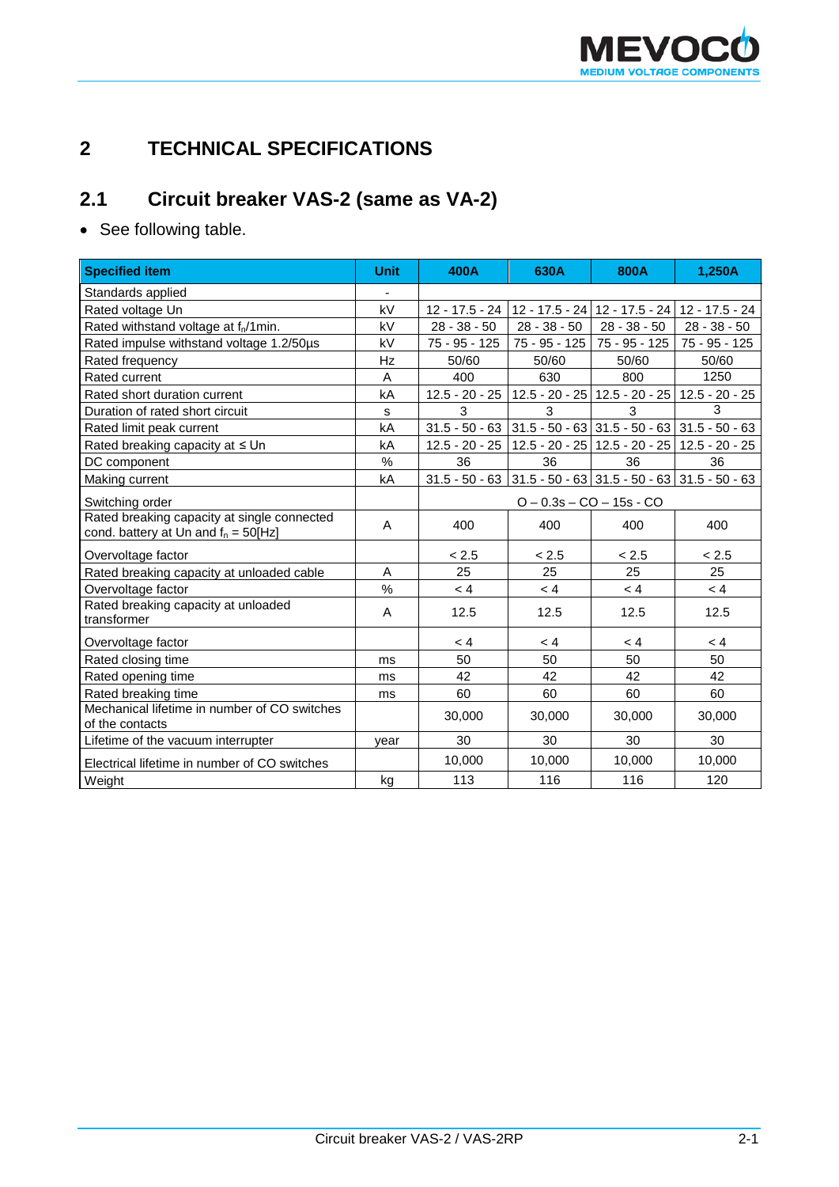# 2 TECHNICAL SPECIFICATIONS

## 2.1 Circuit breaker VAS-2 (same as VA-2)

- See following table.

| Specified item | Unit | 400A | 630A | 800A | 1,250A |
|---|---|---|---|---|---|
| Standards applied | - | | | | |
| Rated voltage Un | kV | 12 - 17.5 - 24 | 12 - 17.5 - 24 | 12 - 17.5 - 24 | 12 - 17.5 - 24 |
| Rated withstand voltage at $f_n$/1min. | kV | 28 - 38 - 50 | 28 - 38 - 50 | 28 - 38 - 50 | 28 - 38 - 50 |
| Rated impulse withstand voltage 1.2/50µs | kV | 75 - 95 - 125 | 75 - 95 - 125 | 75 - 95 - 125 | 75 - 95 - 125 |
| Rated frequency | Hz | 50/60 | 50/60 | 50/60 | 50/60 |
| Rated current | A | 400 | 630 | 800 | 1250 |
| Rated short duration current | kA | 12.5 - 20 - 25 | 12.5 - 20 - 25 | 12.5 - 20 - 25 | 12.5 - 20 - 25 |
| Duration of rated short circuit | s | 3 | 3 | 3 | 3 |
| Rated limit peak current | kA | 31.5 - 50 - 63 | 31.5 - 50 - 63 | 31.5 - 50 - 63 | 31.5 - 50 - 63 |
| Rated breaking capacity at ≤ Un | kA | 12.5 - 20 - 25 | 12.5 - 20 - 25 | 12.5 - 20 - 25 | 12.5 - 20 - 25 |
| DC component | % | 36 | 36 | 36 | 36 |
| Making current | kA | 31.5 - 50 - 63 | 31.5 - 50 - 63 | 31.5 - 50 - 63 | 31.5 - 50 - 63 |
| Switching order | | O – 0.3s – CO – 15s - CO | | | |
| Rated breaking capacity at single connected cond. battery at Un and $f_n$ = 50[Hz] | A | 400 | 400 | 400 | 400 |
| Overvoltage factor | | < 2.5 | < 2.5 | < 2.5 | < 2.5 |
| Rated breaking capacity at unloaded cable | A | 25 | 25 | 25 | 25 |
| Overvoltage factor | % | < 4 | < 4 | < 4 | < 4 |
| Rated breaking capacity at unloaded transformer | A | 12.5 | 12.5 | 12.5 | 12.5 |
| Overvoltage factor | | < 4 | < 4 | < 4 | < 4 |
| Rated closing time | ms | 50 | 50 | 50 | 50 |
| Rated opening time | ms | 42 | 42 | 42 | 42 |
| Rated breaking time | ms | 60 | 60 | 60 | 60 |
| Mechanical lifetime in number of CO switches of the contacts | | 30,000 | 30,000 | 30,000 | 30,000 |
| Lifetime of the vacuum interrupter | year | 30 | 30 | 30 | 30 |
| Electrical lifetime in number of CO switches | | 10,000 | 10,000 | 10,000 | 10,000 |
| Weight | kg | 113 | 116 | 116 | 120 |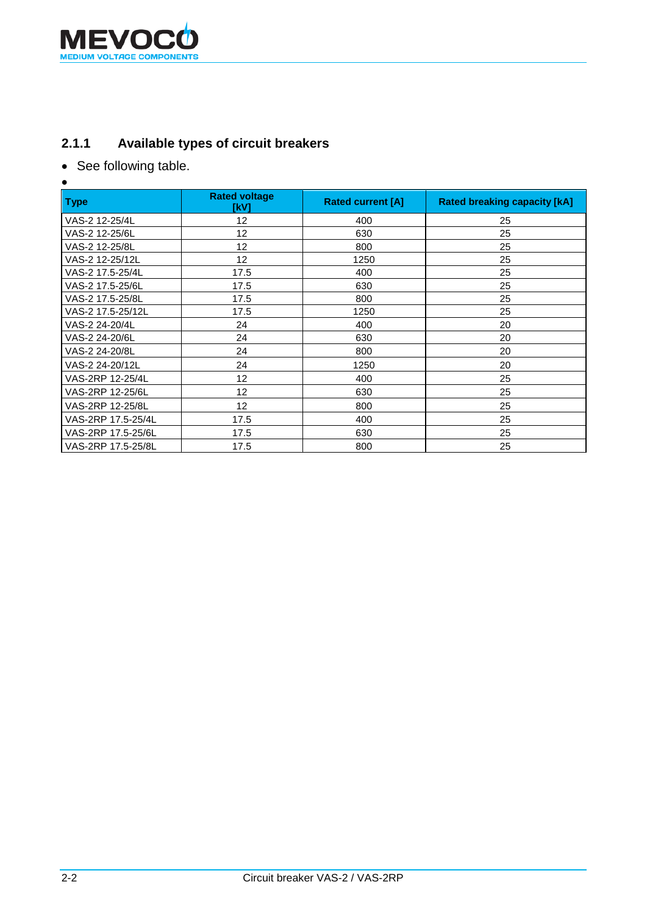### 2.1.1 Available types of circuit breakers

- See following table.
- 

| Type | Rated voltage [kV] | Rated current [A] | Rated breaking capacity [kA] |
|---|---|---|---|
| VAS-2 12-25/4L | 12 | 400 | 25 |
| VAS-2 12-25/6L | 12 | 630 | 25 |
| VAS-2 12-25/8L | 12 | 800 | 25 |
| VAS-2 12-25/12L | 12 | 1250 | 25 |
| VAS-2 17.5-25/4L | 17.5 | 400 | 25 |
| VAS-2 17.5-25/6L | 17.5 | 630 | 25 |
| VAS-2 17.5-25/8L | 17.5 | 800 | 25 |
| VAS-2 17.5-25/12L | 17.5 | 1250 | 25 |
| VAS-2 24-20/4L | 24 | 400 | 20 |
| VAS-2 24-20/6L | 24 | 630 | 20 |
| VAS-2 24-20/8L | 24 | 800 | 20 |
| VAS-2 24-20/12L | 24 | 1250 | 20 |
| VAS-2RP 12-25/4L | 12 | 400 | 25 |
| VAS-2RP 12-25/6L | 12 | 630 | 25 |
| VAS-2RP 12-25/8L | 12 | 800 | 25 |
| VAS-2RP 17.5-25/4L | 17.5 | 400 | 25 |
| VAS-2RP 17.5-25/6L | 17.5 | 630 | 25 |
| VAS-2RP 17.5-25/8L | 17.5 | 800 | 25 |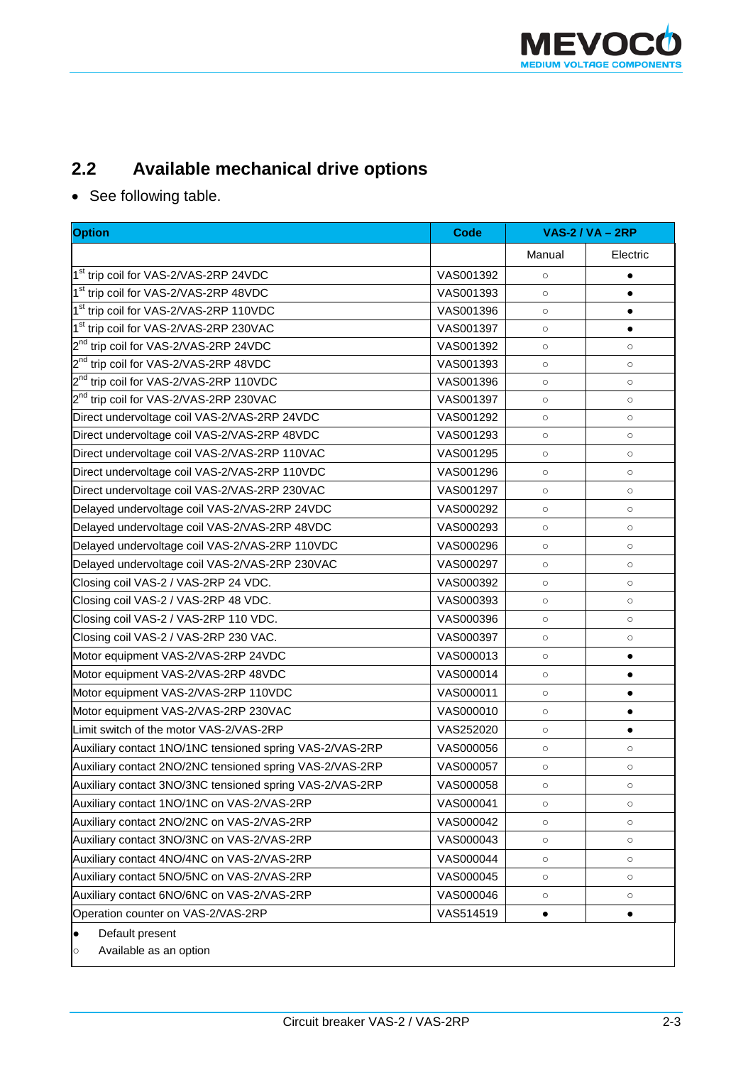## 2.2 Available mechanical drive options

- See following table.

| Option | Code | VAS-2 / VA – 2RP | |
|---|---|---|---|
| | | Manual | Electric |
| 1st trip coil for VAS-2/VAS-2RP 24VDC | VAS001392 | ○ | ● |
| 1st trip coil for VAS-2/VAS-2RP 48VDC | VAS001393 | ○ | ● |
| 1st trip coil for VAS-2/VAS-2RP 110VDC | VAS001396 | ○ | ● |
| 1st trip coil for VAS-2/VAS-2RP 230VAC | VAS001397 | ○ | ● |
| 2nd trip coil for VAS-2/VAS-2RP 24VDC | VAS001392 | ○ | ○ |
| 2nd trip coil for VAS-2/VAS-2RP 48VDC | VAS001393 | ○ | ○ |
| 2nd trip coil for VAS-2/VAS-2RP 110VDC | VAS001396 | ○ | ○ |
| 2nd trip coil for VAS-2/VAS-2RP 230VAC | VAS001397 | ○ | ○ |
| Direct undervoltage coil VAS-2/VAS-2RP 24VDC | VAS001292 | ○ | ○ |
| Direct undervoltage coil VAS-2/VAS-2RP 48VDC | VAS001293 | ○ | ○ |
| Direct undervoltage coil VAS-2/VAS-2RP 110VAC | VAS001295 | ○ | ○ |
| Direct undervoltage coil VAS-2/VAS-2RP 110VDC | VAS001296 | ○ | ○ |
| Direct undervoltage coil VAS-2/VAS-2RP 230VAC | VAS001297 | ○ | ○ |
| Delayed undervoltage coil VAS-2/VAS-2RP 24VDC | VAS000292 | ○ | ○ |
| Delayed undervoltage coil VAS-2/VAS-2RP 48VDC | VAS000293 | ○ | ○ |
| Delayed undervoltage coil VAS-2/VAS-2RP 110VDC | VAS000296 | ○ | ○ |
| Delayed undervoltage coil VAS-2/VAS-2RP 230VAC | VAS000297 | ○ | ○ |
| Closing coil VAS-2 / VAS-2RP 24 VDC. | VAS000392 | ○ | ○ |
| Closing coil VAS-2 / VAS-2RP 48 VDC. | VAS000393 | ○ | ○ |
| Closing coil VAS-2 / VAS-2RP 110 VDC. | VAS000396 | ○ | ○ |
| Closing coil VAS-2 / VAS-2RP 230 VAC. | VAS000397 | ○ | ○ |
| Motor equipment VAS-2/VAS-2RP 24VDC | VAS000013 | ○ | ● |
| Motor equipment VAS-2/VAS-2RP 48VDC | VAS000014 | ○ | ● |
| Motor equipment VAS-2/VAS-2RP 110VDC | VAS000011 | ○ | ● |
| Motor equipment VAS-2/VAS-2RP 230VAC | VAS000010 | ○ | ● |
| Limit switch of the motor VAS-2/VAS-2RP | VAS252020 | ○ | ● |
| Auxiliary contact 1NO/1NC tensioned spring VAS-2/VAS-2RP | VAS000056 | ○ | ○ |
| Auxiliary contact 2NO/2NC tensioned spring VAS-2/VAS-2RP | VAS000057 | ○ | ○ |
| Auxiliary contact 3NO/3NC tensioned spring VAS-2/VAS-2RP | VAS000058 | ○ | ○ |
| Auxiliary contact 1NO/1NC on VAS-2/VAS-2RP | VAS000041 | ○ | ○ |
| Auxiliary contact 2NO/2NC on VAS-2/VAS-2RP | VAS000042 | ○ | ○ |
| Auxiliary contact 3NO/3NC on VAS-2/VAS-2RP | VAS000043 | ○ | ○ |
| Auxiliary contact 4NO/4NC on VAS-2/VAS-2RP | VAS000044 | ○ | ○ |
| Auxiliary contact 5NO/5NC on VAS-2/VAS-2RP | VAS000045 | ○ | ○ |
| Auxiliary contact 6NO/6NC on VAS-2/VAS-2RP | VAS000046 | ○ | ○ |
| Operation counter on VAS-2/VAS-2RP | VAS514519 | ● | ● |

● Default present
○ Available as an option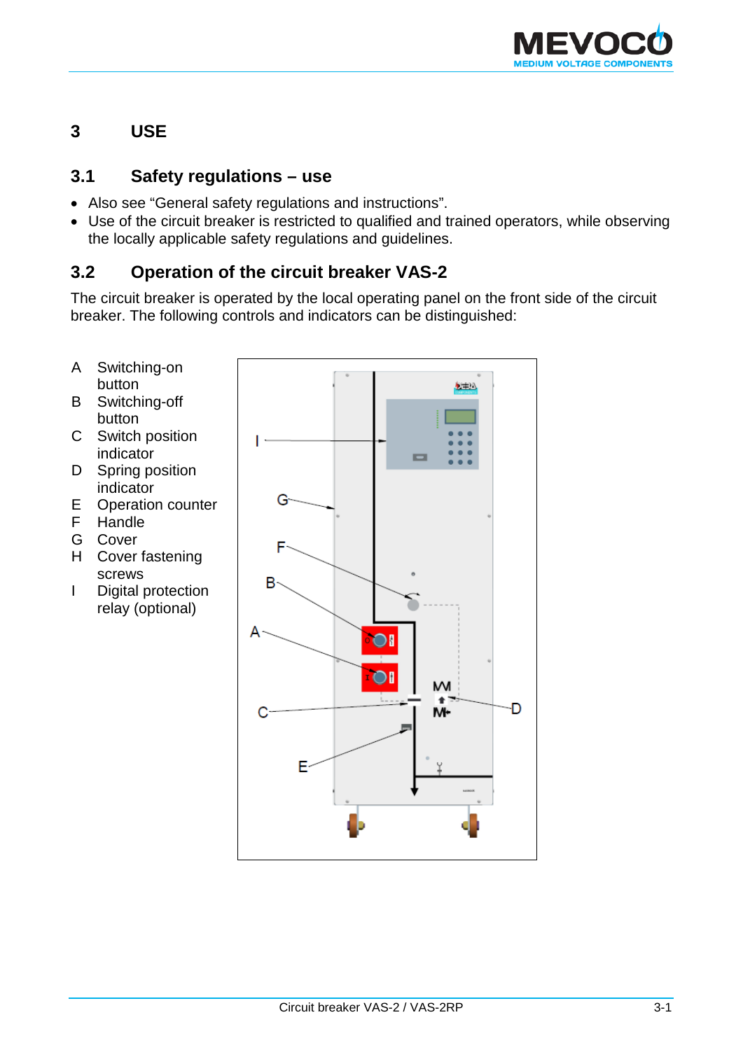# 3 USE

## 3.1 Safety regulations – use

- Also see “General safety regulations and instructions”.
- Use of the circuit breaker is restricted to qualified and trained operators, while observing the locally applicable safety regulations and guidelines.

## 3.2 Operation of the circuit breaker VAS-2

The circuit breaker is operated by the local operating panel on the front side of the circuit breaker. The following controls and indicators can be distinguished:

- A Switching-on button
- B Switching-off button
- C Switch position indicator
- D Spring position indicator
- E Operation counter
- F Handle
- G Cover
- H Cover fastening screws
- I Digital protection relay (optional)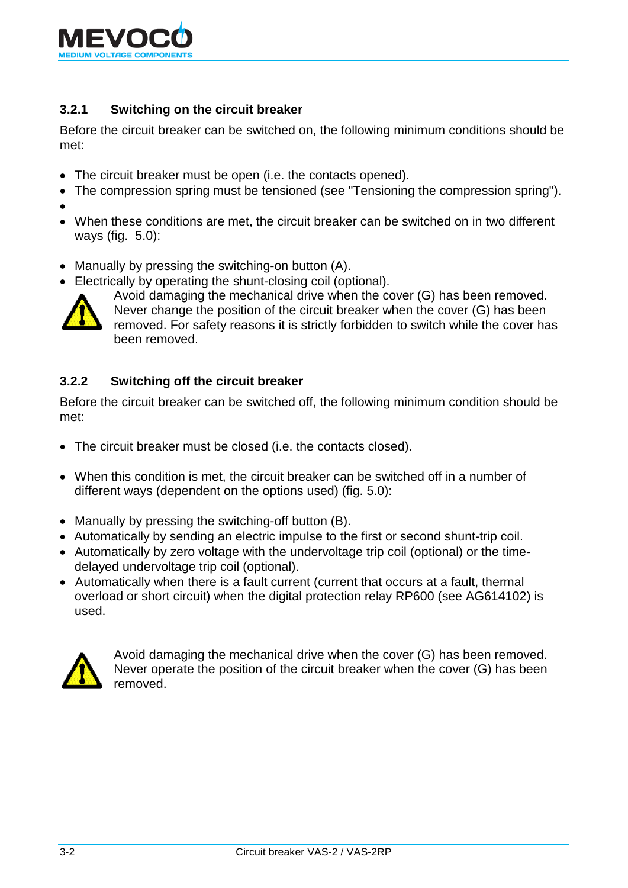### 3.2.1 Switching on the circuit breaker

Before the circuit breaker can be switched on, the following minimum conditions should be met:

- The circuit breaker must be open (i.e. the contacts opened).
- The compression spring must be tensioned (see "Tensioning the compression spring").
- 
- When these conditions are met, the circuit breaker can be switched on in two different ways (fig. 5.0):

- Manually by pressing the switching-on button (A).
- Electrically by operating the shunt-closing coil (optional).

Avoid damaging the mechanical drive when the cover (G) has been removed. Never change the position of the circuit breaker when the cover (G) has been removed. For safety reasons it is strictly forbidden to switch while the cover has been removed.

### 3.2.2 Switching off the circuit breaker

Before the circuit breaker can be switched off, the following minimum condition should be met:

- The circuit breaker must be closed (i.e. the contacts closed).

- When this condition is met, the circuit breaker can be switched off in a number of different ways (dependent on the options used) (fig. 5.0):

- Manually by pressing the switching-off button (B).
- Automatically by sending an electric impulse to the first or second shunt-trip coil.
- Automatically by zero voltage with the undervoltage trip coil (optional) or the time-delayed undervoltage trip coil (optional).
- Automatically when there is a fault current (current that occurs at a fault, thermal overload or short circuit) when the digital protection relay RP600 (see AG614102) is used.

Avoid damaging the mechanical drive when the cover (G) has been removed. Never operate the position of the circuit breaker when the cover (G) has been removed.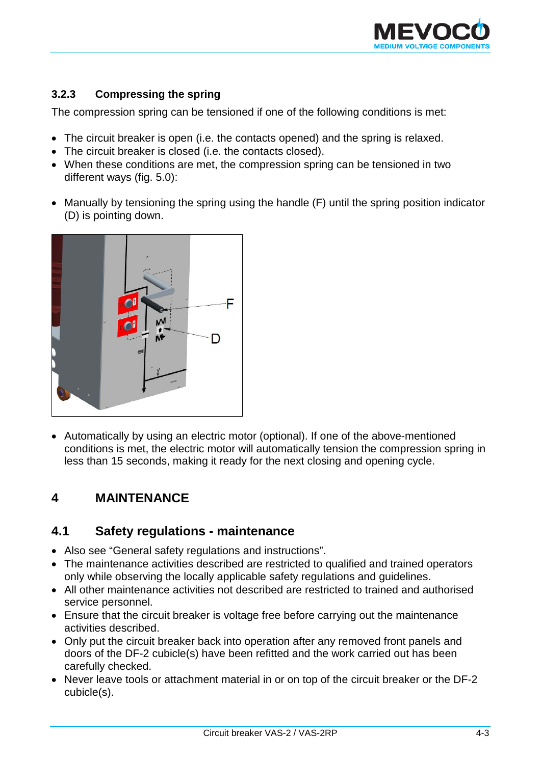### 3.2.3 Compressing the spring

The compression spring can be tensioned if one of the following conditions is met:

- The circuit breaker is open (i.e. the contacts opened) and the spring is relaxed.
- The circuit breaker is closed (i.e. the contacts closed).
- When these conditions are met, the compression spring can be tensioned in two different ways (fig. 5.0):

- Manually by tensioning the spring using the handle (F) until the spring position indicator (D) is pointing down.

- Automatically by using an electric motor (optional). If one of the above-mentioned conditions is met, the electric motor will automatically tension the compression spring in less than 15 seconds, making it ready for the next closing and opening cycle.

# 4 MAINTENANCE

## 4.1 Safety regulations - maintenance

- Also see “General safety regulations and instructions”.
- The maintenance activities described are restricted to qualified and trained operators only while observing the locally applicable safety regulations and guidelines.
- All other maintenance activities not described are restricted to trained and authorised service personnel.
- Ensure that the circuit breaker is voltage free before carrying out the maintenance activities described.
- Only put the circuit breaker back into operation after any removed front panels and doors of the DF-2 cubicle(s) have been refitted and the work carried out has been carefully checked.
- Never leave tools or attachment material in or on top of the circuit breaker or the DF-2 cubicle(s).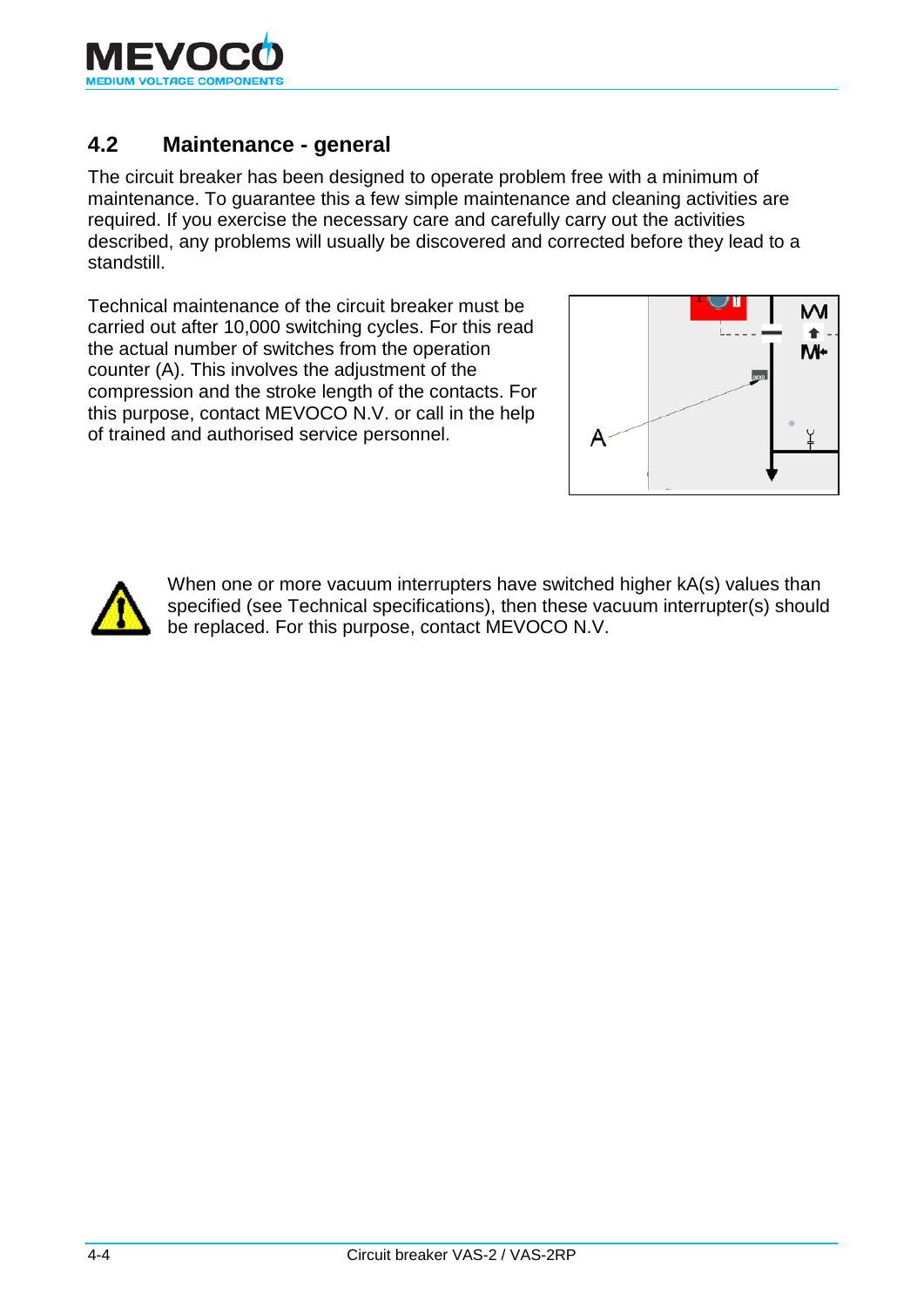## 4.2 Maintenance - general

The circuit breaker has been designed to operate problem free with a minimum of maintenance. To guarantee this a few simple maintenance and cleaning activities are required. If you exercise the necessary care and carefully carry out the activities described, any problems will usually be discovered and corrected before they lead to a standstill.

Technical maintenance of the circuit breaker must be carried out after 10,000 switching cycles. For this read the actual number of switches from the operation counter (A). This involves the adjustment of the compression and the stroke length of the contacts. For this purpose, contact MEVOCO N.V. or call in the help of trained and authorised service personnel.

When one or more vacuum interrupters have switched higher kA(s) values than specified (see Technical specifications), then these vacuum interrupter(s) should be replaced. For this purpose, contact MEVOCO N.V.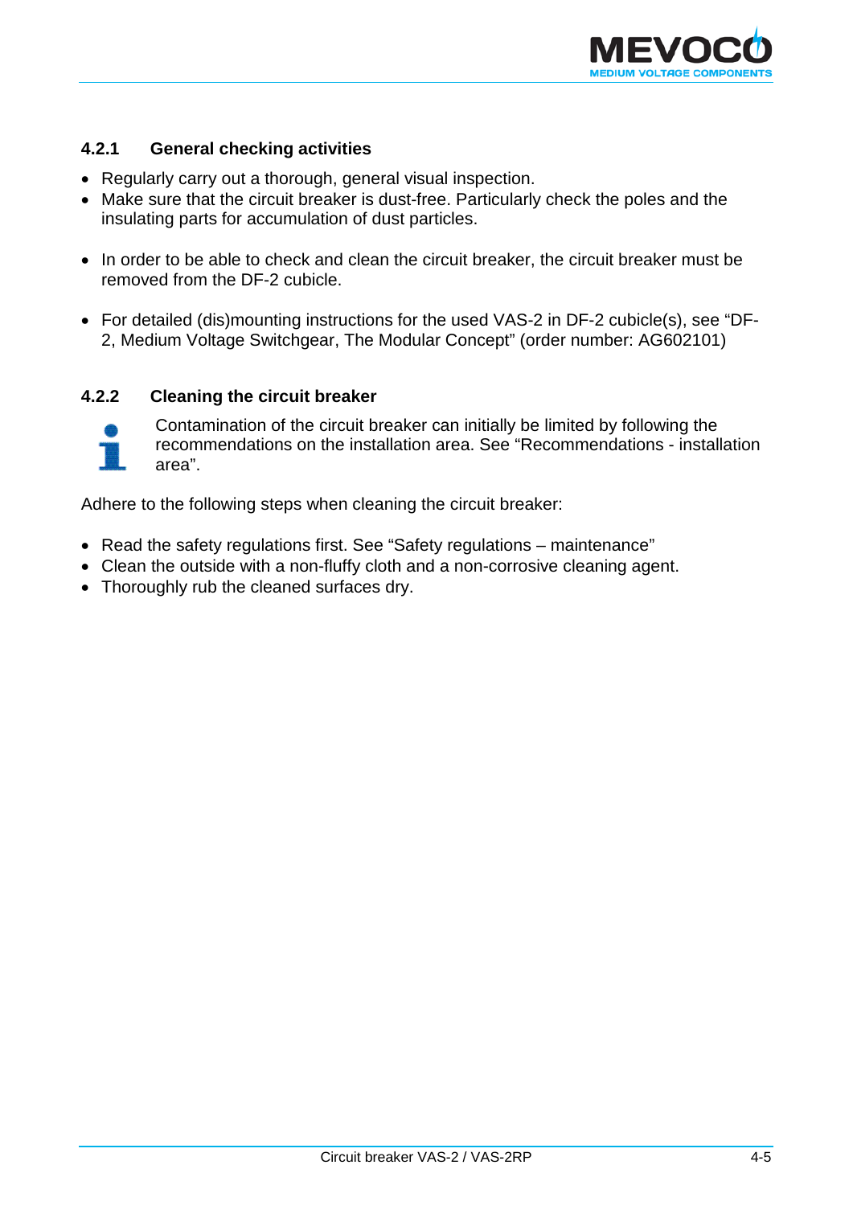### 4.2.1 General checking activities

- Regularly carry out a thorough, general visual inspection.
- Make sure that the circuit breaker is dust-free. Particularly check the poles and the insulating parts for accumulation of dust particles.

- In order to be able to check and clean the circuit breaker, the circuit breaker must be removed from the DF-2 cubicle.

- For detailed (dis)mounting instructions for the used VAS-2 in DF-2 cubicle(s), see “DF-2, Medium Voltage Switchgear, The Modular Concept” (order number: AG602101)

### 4.2.2 Cleaning the circuit breaker

Contamination of the circuit breaker can initially be limited by following the recommendations on the installation area. See “Recommendations - installation area”.

Adhere to the following steps when cleaning the circuit breaker:

- Read the safety regulations first. See “Safety regulations – maintenance”
- Clean the outside with a non-fluffy cloth and a non-corrosive cleaning agent.
- Thoroughly rub the cleaned surfaces dry.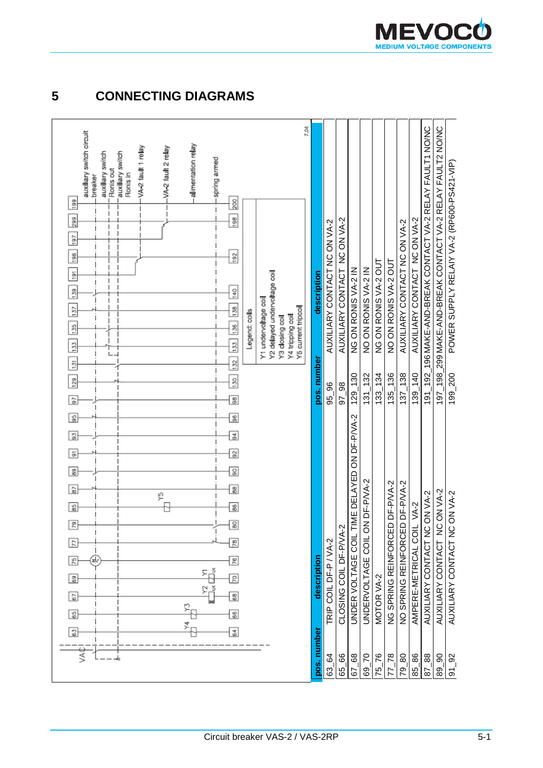# 5 CONNECTING DIAGRAMS

auxiliary switch circuit breaker
auxiliary switch Ronis out
auxiliary switch Ronis in
VA-2 fault 1 relay
VA-2 fault 2 relay
alimentation relay
spring armed

VAC

Y4 Y3 Y2 Y1 Y5

Legend: coils
Y1 undervoltage coil
Y2 delayed undervoltage coil
Y3 closing coil
Y4 tripping coil
Y5 current tripcoil

7.04

| pos. number | description |
|---|---|
| 63_64 | TRIP COIL DF-P / VA-2 |
| 65_66 | CLOSING COIL DF-P/VA-2 |
| 67_68 | UNDER VOLTAGE COIL TIME DELAYED ON DF-P/VA-2 |
| 69_70 | UNDERVOLTAGE COIL ON DF-P/VA-2 |
| 75_76 | MOTOR VA-2 |
| 77_78 | NG SPRING REINFORCED DF-P/VA-2 |
| 79_80 | NO SPRING REINFORCED DF-P/VA-2 |
| 85_86 | AMPERE-METRICAL COIL VA-2 |
| 87_88 | AUXILIARY CONTACT NC ON VA-2 |
| 89_90 | AUXILIARY CONTACT NC ON VA-2 |
| 91_92 | AUXILIARY CONTACT NC ON VA-2 |

| pos. number | description |
|---|---|
| 95_96 | AUXILIARY CONTACT NC ON VA-2 |
| 97_98 | AUXILIARY CONTACT NC ON VA-2 |
| 129_130 | NG ON RONIS VA-2 IN |
| 131_132 | NO ON RONIS VA-2 IN |
| 133_134 | NG ON RONIS VA-2 OUT |
| 135_136 | NO ON RONIS VA-2 OUT |
| 137_138 | AUXILIARY CONTACT NC ON VA-2 |
| 139_140 | AUXILIARY CONTACT NC ON VA-2 |
| 191_192_196 | MAKE-AND-BREAK CONTACT VA-2 RELAY FAULT1 NO/NC |
| 197_198_299 | MAKE-AND-BREAK CONTACT VA-2 RELAY FAULT2 NO/NC |
| 199_200 | POWER SUPPLY RELAIY VA-2 (RP600-PS421-VIP) |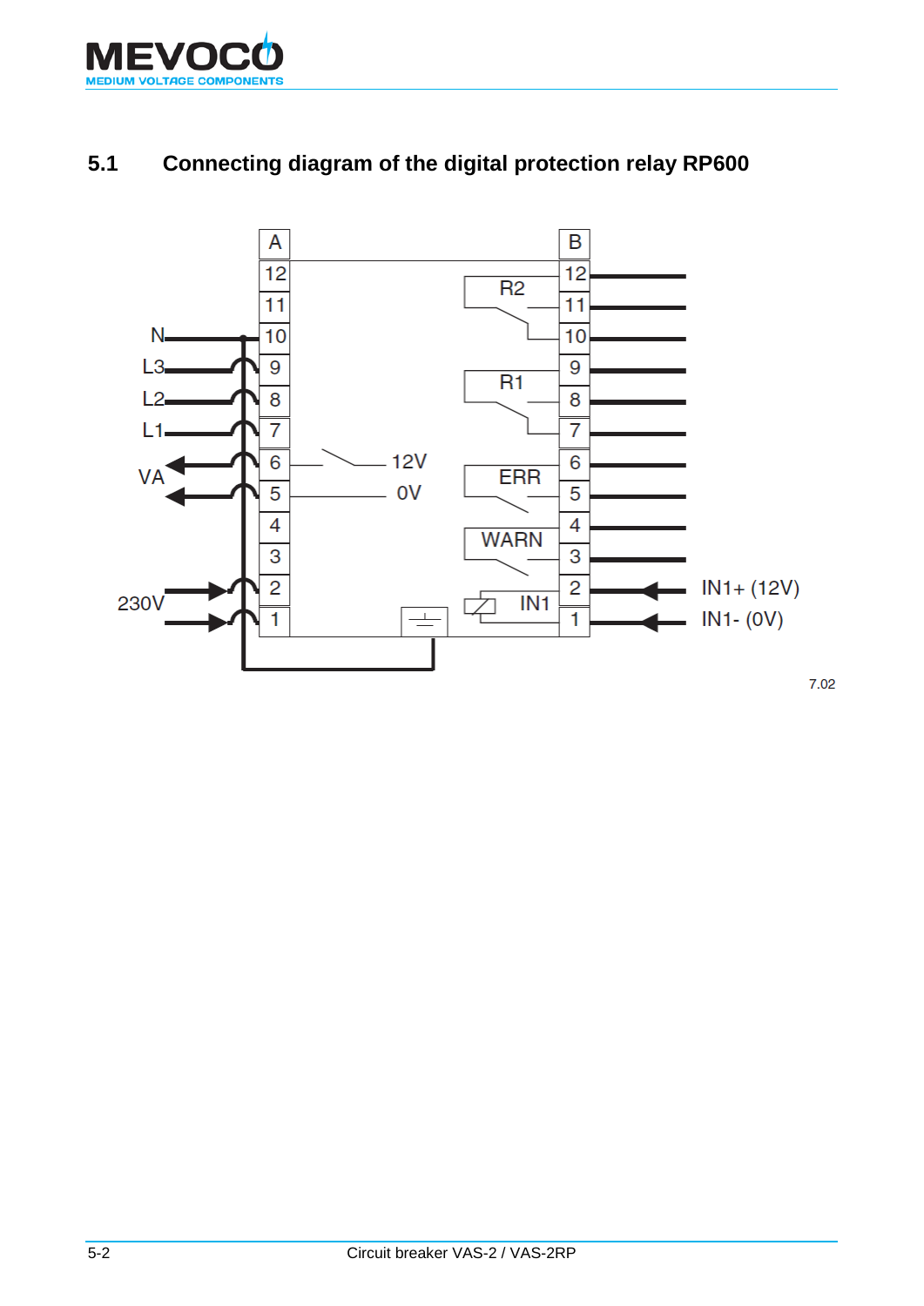## 5.1 Connecting diagram of the digital protection relay RP600

A | B
--- | ---
12 | 12
11 | 11
10 | 10
9 | 9
8 | 8
7 | 7
6 | 6
5 | 5
4 | 4
3 | 3
2 | 2
1 | 1

N, L3, L2, L1, VA, 230V, 12V, 0V, R2, R1, ERR, WARN, IN1, IN1+ (12V), IN1- (0V)

7.02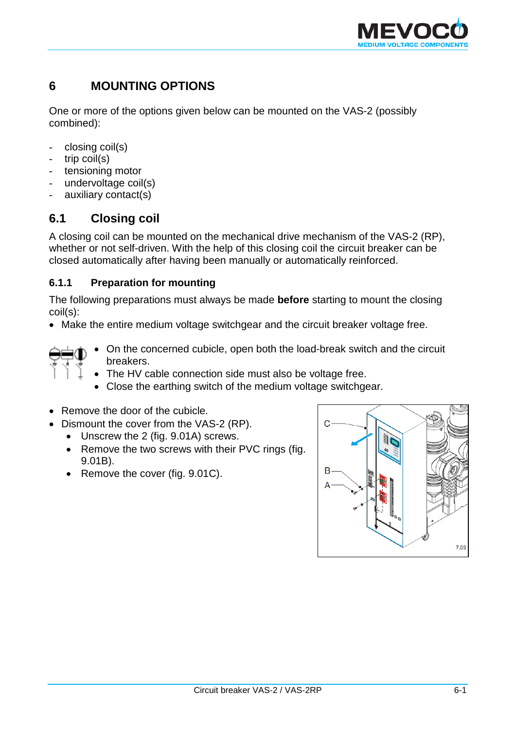# 6 MOUNTING OPTIONS

One or more of the options given below can be mounted on the VAS-2 (possibly combined):

- closing coil(s)
- trip coil(s)
- tensioning motor
- undervoltage coil(s)
- auxiliary contact(s)

## 6.1 Closing coil

A closing coil can be mounted on the mechanical drive mechanism of the VAS-2 (RP), whether or not self-driven. With the help of this closing coil the circuit breaker can be closed automatically after having been manually or automatically reinforced.

### 6.1.1 Preparation for mounting

The following preparations must always be made **before** starting to mount the closing coil(s):

- Make the entire medium voltage switchgear and the circuit breaker voltage free.
  - On the concerned cubicle, open both the load-break switch and the circuit breakers.
  - The HV cable connection side must also be voltage free.
  - Close the earthing switch of the medium voltage switchgear.
- Remove the door of the cubicle.
- Dismount the cover from the VAS-2 (RP).
  - Unscrew the 2 (fig. 9.01A) screws.
  - Remove the two screws with their PVC rings (fig. 9.01B).
  - Remove the cover (fig. 9.01C).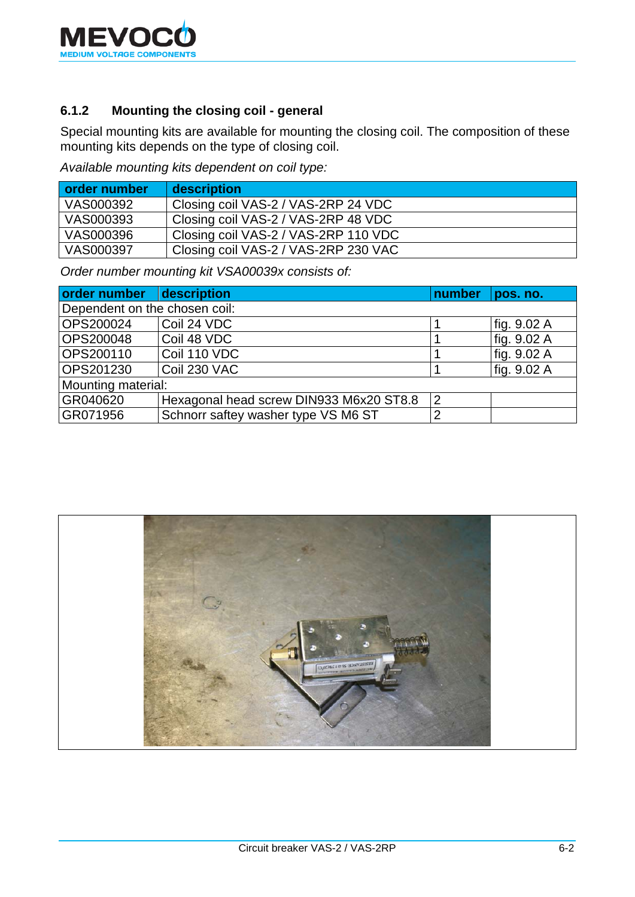### 6.1.2 Mounting the closing coil - general

Special mounting kits are available for mounting the closing coil. The composition of these mounting kits depends on the type of closing coil.

*Available mounting kits dependent on coil type:*

| order number | description |
|---|---|
| VAS000392 | Closing coil VAS-2 / VAS-2RP 24 VDC |
| VAS000393 | Closing coil VAS-2 / VAS-2RP 48 VDC |
| VAS000396 | Closing coil VAS-2 / VAS-2RP 110 VDC |
| VAS000397 | Closing coil VAS-2 / VAS-2RP 230 VAC |

*Order number mounting kit VSA00039x consists of:*

| order number | description | number | pos. no. |
|---|---|---|---|
| Dependent on the chosen coil: | | | |
| OPS200024 | Coil 24 VDC | 1 | fig. 9.02 A |
| OPS200048 | Coil 48 VDC | 1 | fig. 9.02 A |
| OPS200110 | Coil 110 VDC | 1 | fig. 9.02 A |
| OPS201230 | Coil 230 VAC | 1 | fig. 9.02 A |
| Mounting material: | | | |
| GR040620 | Hexagonal head screw DIN933 M6x20 ST8.8 | 2 | |
| GR071956 | Schnorr saftey washer type VS M6 ST | 2 | |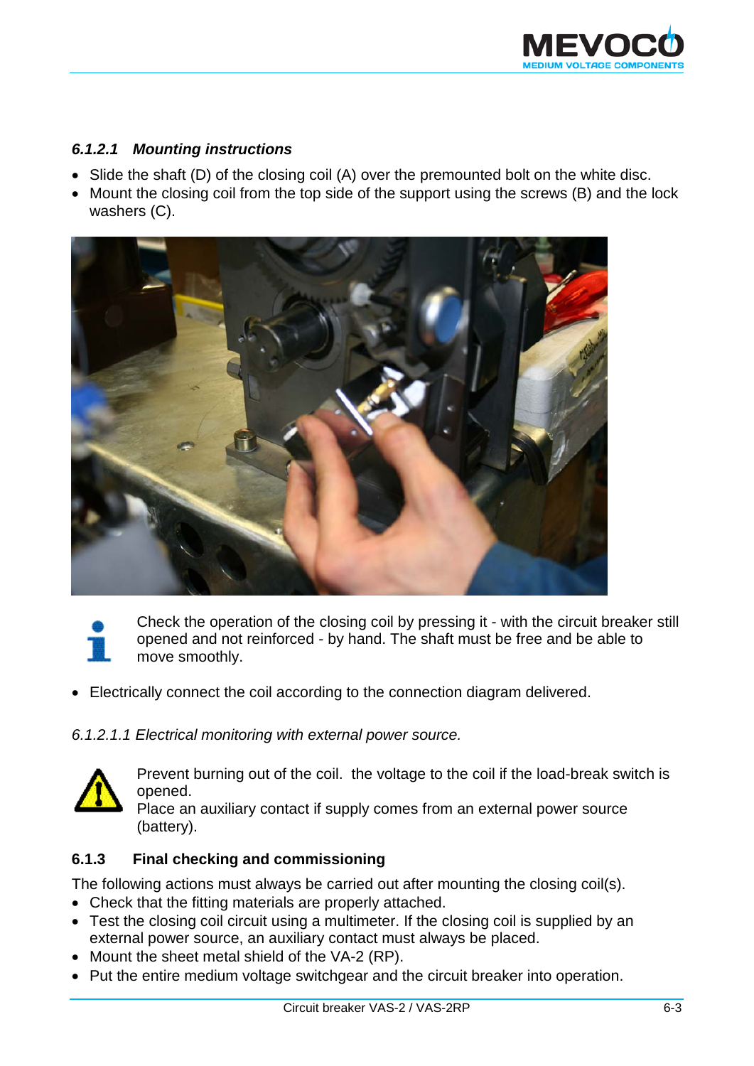#### *6.1.2.1 Mounting instructions*

- Slide the shaft (D) of the closing coil (A) over the premounted bolt on the white disc.
- Mount the closing coil from the top side of the support using the screws (B) and the lock washers (C).

Check the operation of the closing coil by pressing it - with the circuit breaker still opened and not reinforced - by hand. The shaft must be free and be able to move smoothly.

- Electrically connect the coil according to the connection diagram delivered.

*6.1.2.1.1 Electrical monitoring with external power source.*

Prevent burning out of the coil.  the voltage to the coil if the load-break switch is opened.
Place an auxiliary contact if supply comes from an external power source (battery).

### 6.1.3 Final checking and commissioning

The following actions must always be carried out after mounting the closing coil(s).

- Check that the fitting materials are properly attached.
- Test the closing coil circuit using a multimeter. If the closing coil is supplied by an external power source, an auxiliary contact must always be placed.
- Mount the sheet metal shield of the VA-2 (RP).
- Put the entire medium voltage switchgear and the circuit breaker into operation.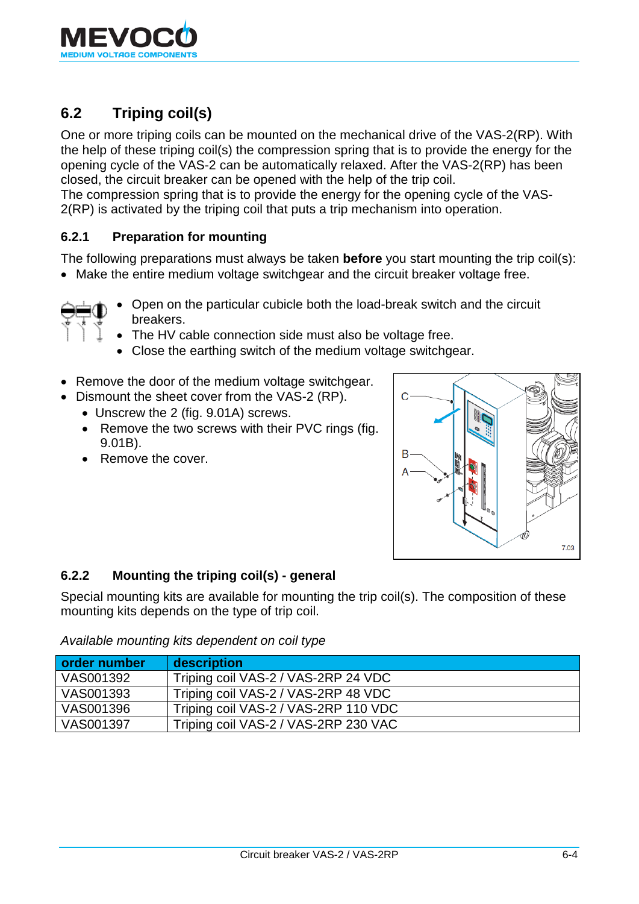## 6.2 Triping coil(s)

One or more triping coils can be mounted on the mechanical drive of the VAS-2(RP). With the help of these triping coil(s) the compression spring that is to provide the energy for the opening cycle of the VAS-2 can be automatically relaxed. After the VAS-2(RP) has been closed, the circuit breaker can be opened with the help of the trip coil.
The compression spring that is to provide the energy for the opening cycle of the VAS-2(RP) is activated by the triping coil that puts a trip mechanism into operation.

### 6.2.1 Preparation for mounting

The following preparations must always be taken **before** you start mounting the trip coil(s):

- Make the entire medium voltage switchgear and the circuit breaker voltage free.
  - Open on the particular cubicle both the load-break switch and the circuit breakers.
  - The HV cable connection side must also be voltage free.
  - Close the earthing switch of the medium voltage switchgear.

- Remove the door of the medium voltage switchgear.
- Dismount the sheet cover from the VAS-2 (RP).
  - Unscrew the 2 (fig. 9.01A) screws.
  - Remove the two screws with their PVC rings (fig. 9.01B).
  - Remove the cover.

### 6.2.2 Mounting the triping coil(s) - general

Special mounting kits are available for mounting the trip coil(s). The composition of these mounting kits depends on the type of trip coil.

*Available mounting kits dependent on coil type*

| order number | description |
|---|---|
| VAS001392 | Triping coil VAS-2 / VAS-2RP 24 VDC |
| VAS001393 | Triping coil VAS-2 / VAS-2RP 48 VDC |
| VAS001396 | Triping coil VAS-2 / VAS-2RP 110 VDC |
| VAS001397 | Triping coil VAS-2 / VAS-2RP 230 VAC |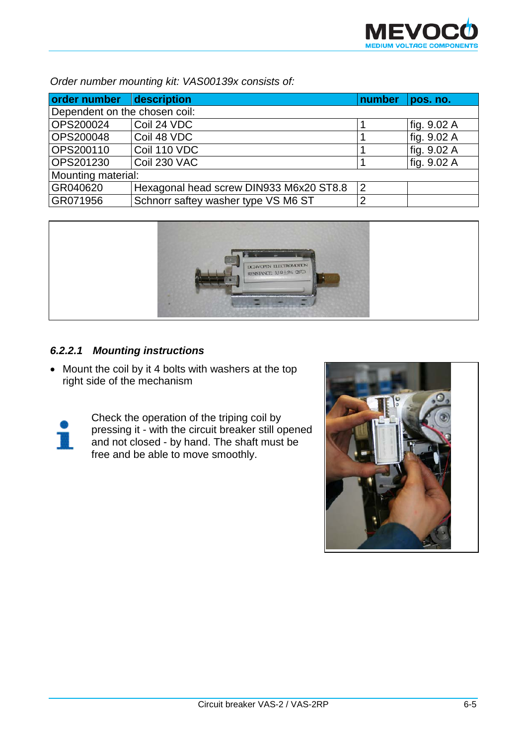*Order number mounting kit: VAS00139x consists of:*

| order number | description | number | pos. no. |
|---|---|---|---|
| Dependent on the chosen coil: | | | |
| OPS200024 | Coil 24 VDC | 1 | fig. 9.02 A |
| OPS200048 | Coil 48 VDC | 1 | fig. 9.02 A |
| OPS200110 | Coil 110 VDC | 1 | fig. 9.02 A |
| OPS201230 | Coil 230 VAC | 1 | fig. 9.02 A |
| Mounting material: | | | |
| GR040620 | Hexagonal head screw DIN933 M6x20 ST8.8 | 2 | |
| GR071956 | Schnorr saftey washer type VS M6 ST | 2 | |

### *6.2.2.1 Mounting instructions*

- Mount the coil by it 4 bolts with washers at the top right side of the mechanism

Check the operation of the triping coil by pressing it - with the circuit breaker still opened and not closed - by hand. The shaft must be free and be able to move smoothly.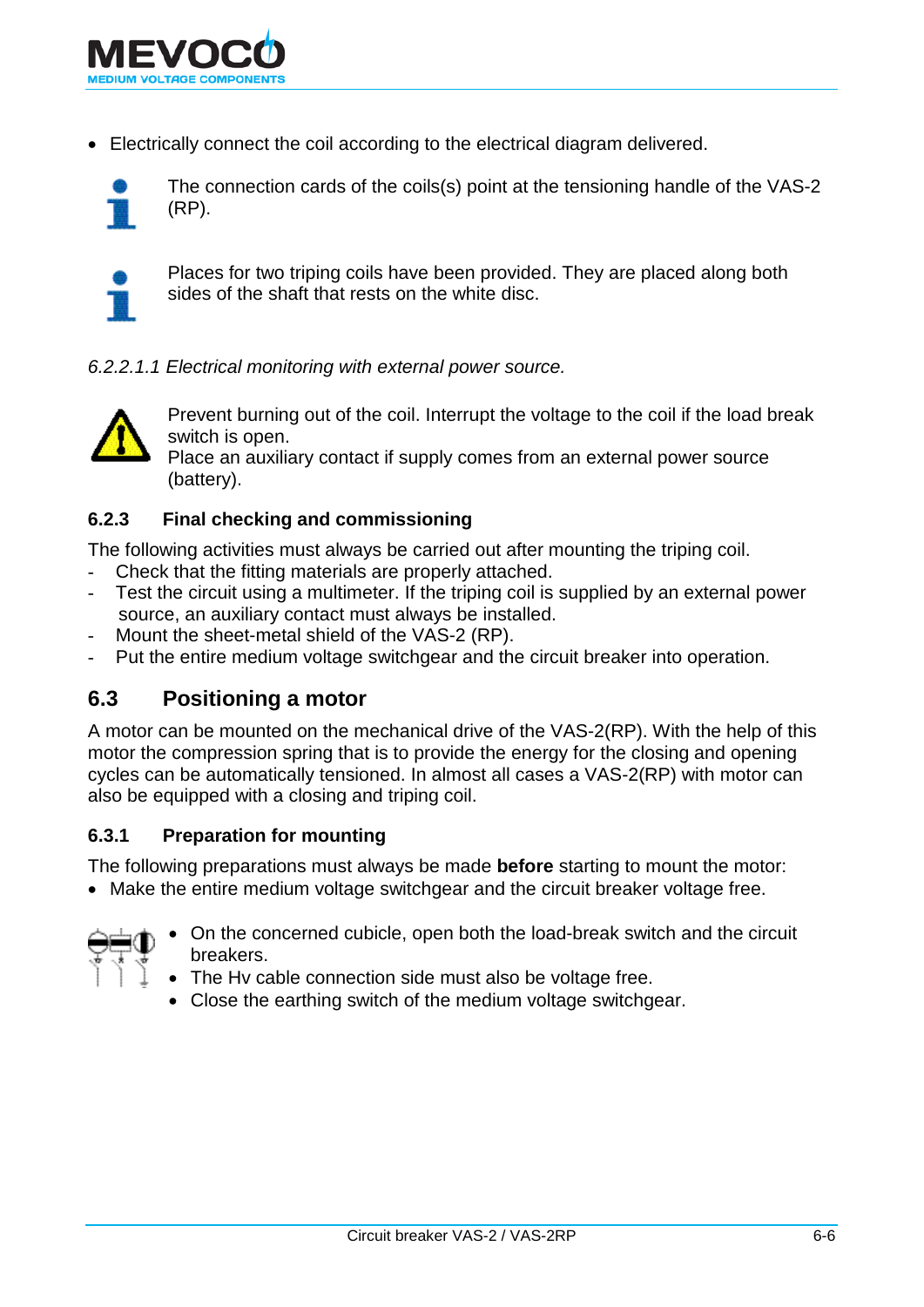- Electrically connect the coil according to the electrical diagram delivered.

The connection cards of the coils(s) point at the tensioning handle of the VAS-2 (RP).

Places for two triping coils have been provided. They are placed along both sides of the shaft that rests on the white disc.

*6.2.2.1.1 Electrical monitoring with external power source.*

Prevent burning out of the coil. Interrupt the voltage to the coil if the load break switch is open.
Place an auxiliary contact if supply comes from an external power source (battery).

### 6.2.3 Final checking and commissioning

The following activities must always be carried out after mounting the triping coil.

- Check that the fitting materials are properly attached.
- Test the circuit using a multimeter. If the triping coil is supplied by an external power source, an auxiliary contact must always be installed.
- Mount the sheet-metal shield of the VAS-2 (RP).
- Put the entire medium voltage switchgear and the circuit breaker into operation.

## 6.3 Positioning a motor

A motor can be mounted on the mechanical drive of the VAS-2(RP). With the help of this motor the compression spring that is to provide the energy for the closing and opening cycles can be automatically tensioned. In almost all cases a VAS-2(RP) with motor can also be equipped with a closing and triping coil.

### 6.3.1 Preparation for mounting

The following preparations must always be made **before** starting to mount the motor:

- Make the entire medium voltage switchgear and the circuit breaker voltage free.

- On the concerned cubicle, open both the load-break switch and the circuit breakers.
- The Hv cable connection side must also be voltage free.
- Close the earthing switch of the medium voltage switchgear.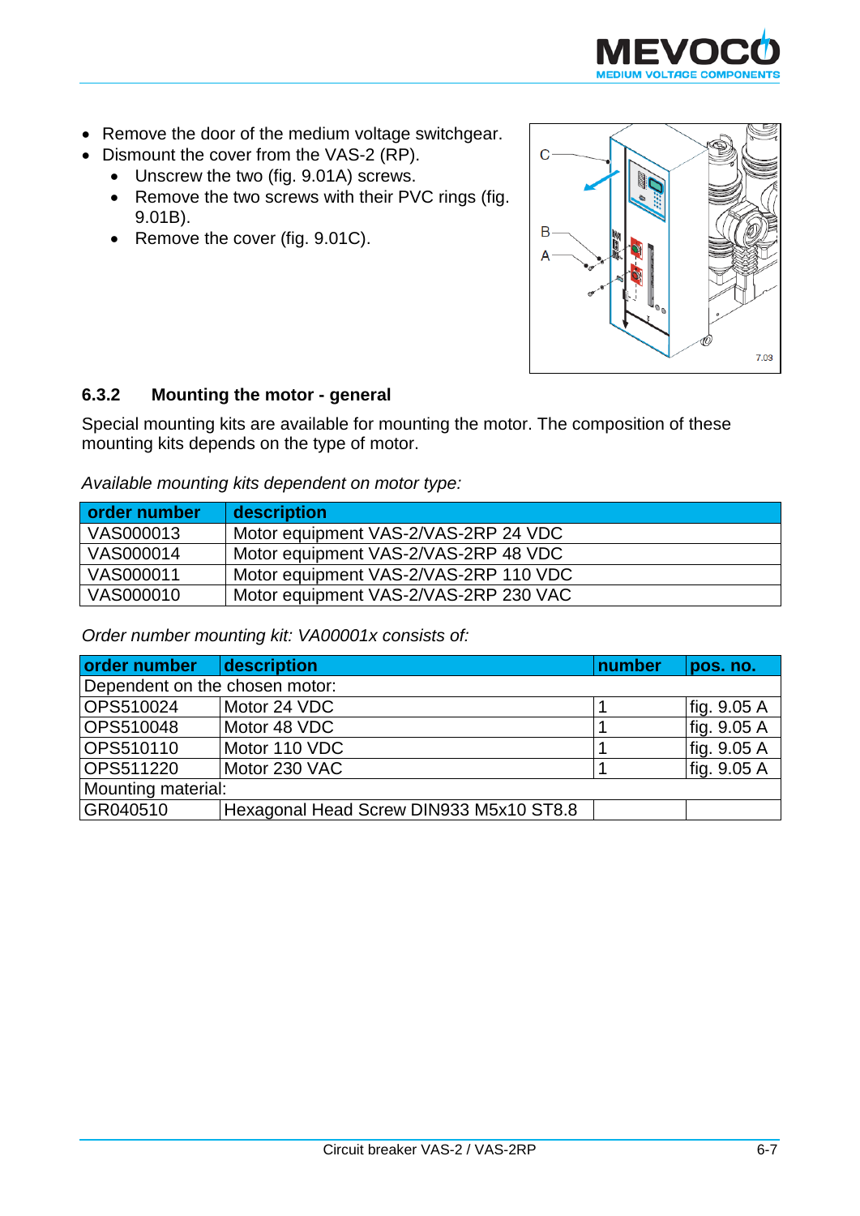- Remove the door of the medium voltage switchgear.
- Dismount the cover from the VAS-2 (RP).
  - Unscrew the two (fig. 9.01A) screws.
  - Remove the two screws with their PVC rings (fig. 9.01B).
  - Remove the cover (fig. 9.01C).

### 6.3.2 Mounting the motor - general

Special mounting kits are available for mounting the motor. The composition of these mounting kits depends on the type of motor.

*Available mounting kits dependent on motor type:*

| order number | description |
|---|---|
| VAS000013 | Motor equipment VAS-2/VAS-2RP 24 VDC |
| VAS000014 | Motor equipment VAS-2/VAS-2RP 48 VDC |
| VAS000011 | Motor equipment VAS-2/VAS-2RP 110 VDC |
| VAS000010 | Motor equipment VAS-2/VAS-2RP 230 VAC |

*Order number mounting kit: VA00001x consists of:*

| order number | description | number | pos. no. |
|---|---|---|---|
| Dependent on the chosen motor: | | | |
| OPS510024 | Motor 24 VDC | 1 | fig. 9.05 A |
| OPS510048 | Motor 48 VDC | 1 | fig. 9.05 A |
| OPS510110 | Motor 110 VDC | 1 | fig. 9.05 A |
| OPS511220 | Motor 230 VAC | 1 | fig. 9.05 A |
| Mounting material: | | | |
| GR040510 | Hexagonal Head Screw DIN933 M5x10 ST8.8 | | |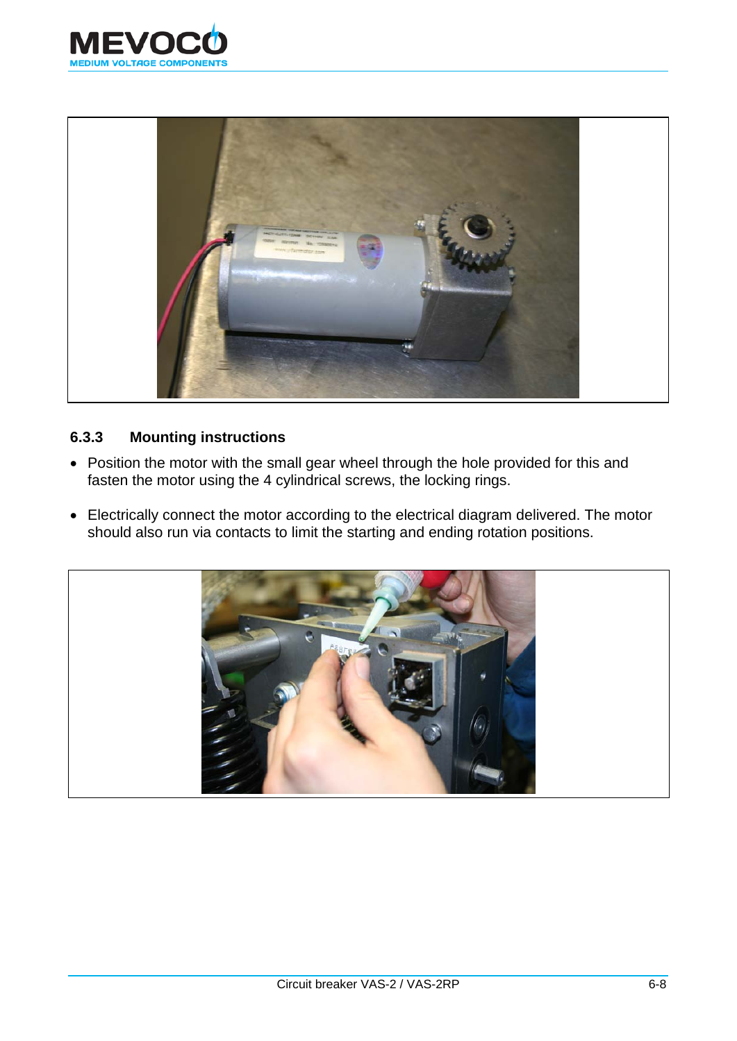### 6.3.3 Mounting instructions

- Position the motor with the small gear wheel through the hole provided for this and fasten the motor using the 4 cylindrical screws, the locking rings.
- Electrically connect the motor according to the electrical diagram delivered. The motor should also run via contacts to limit the starting and ending rotation positions.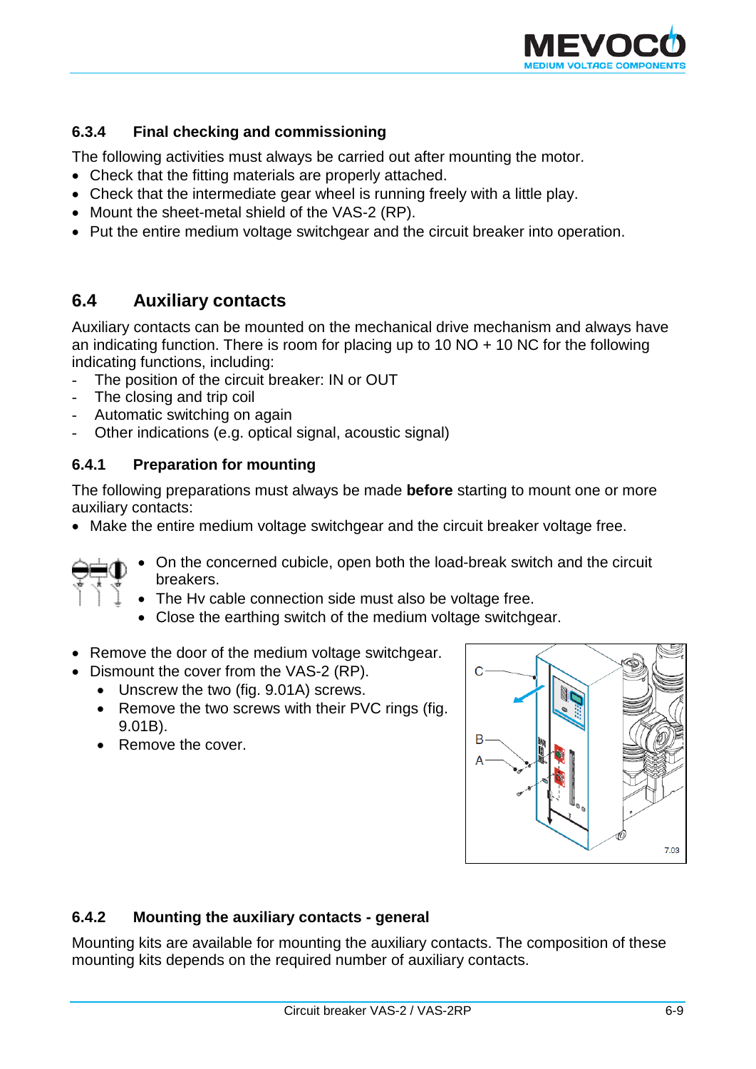### 6.3.4 Final checking and commissioning

The following activities must always be carried out after mounting the motor.

- Check that the fitting materials are properly attached.
- Check that the intermediate gear wheel is running freely with a little play.
- Mount the sheet-metal shield of the VAS-2 (RP).
- Put the entire medium voltage switchgear and the circuit breaker into operation.

## 6.4 Auxiliary contacts

Auxiliary contacts can be mounted on the mechanical drive mechanism and always have an indicating function. There is room for placing up to 10 NO + 10 NC for the following indicating functions, including:

- The position of the circuit breaker: IN or OUT
- The closing and trip coil
- Automatic switching on again
- Other indications (e.g. optical signal, acoustic signal)

### 6.4.1 Preparation for mounting

The following preparations must always be made **before** starting to mount one or more auxiliary contacts:

- Make the entire medium voltage switchgear and the circuit breaker voltage free.

  - On the concerned cubicle, open both the load-break switch and the circuit breakers.
  - The Hv cable connection side must also be voltage free.
  - Close the earthing switch of the medium voltage switchgear.

- Remove the door of the medium voltage switchgear.
- Dismount the cover from the VAS-2 (RP).
  - Unscrew the two (fig. 9.01A) screws.
  - Remove the two screws with their PVC rings (fig. 9.01B).
  - Remove the cover.

### 6.4.2 Mounting the auxiliary contacts - general

Mounting kits are available for mounting the auxiliary contacts. The composition of these mounting kits depends on the required number of auxiliary contacts.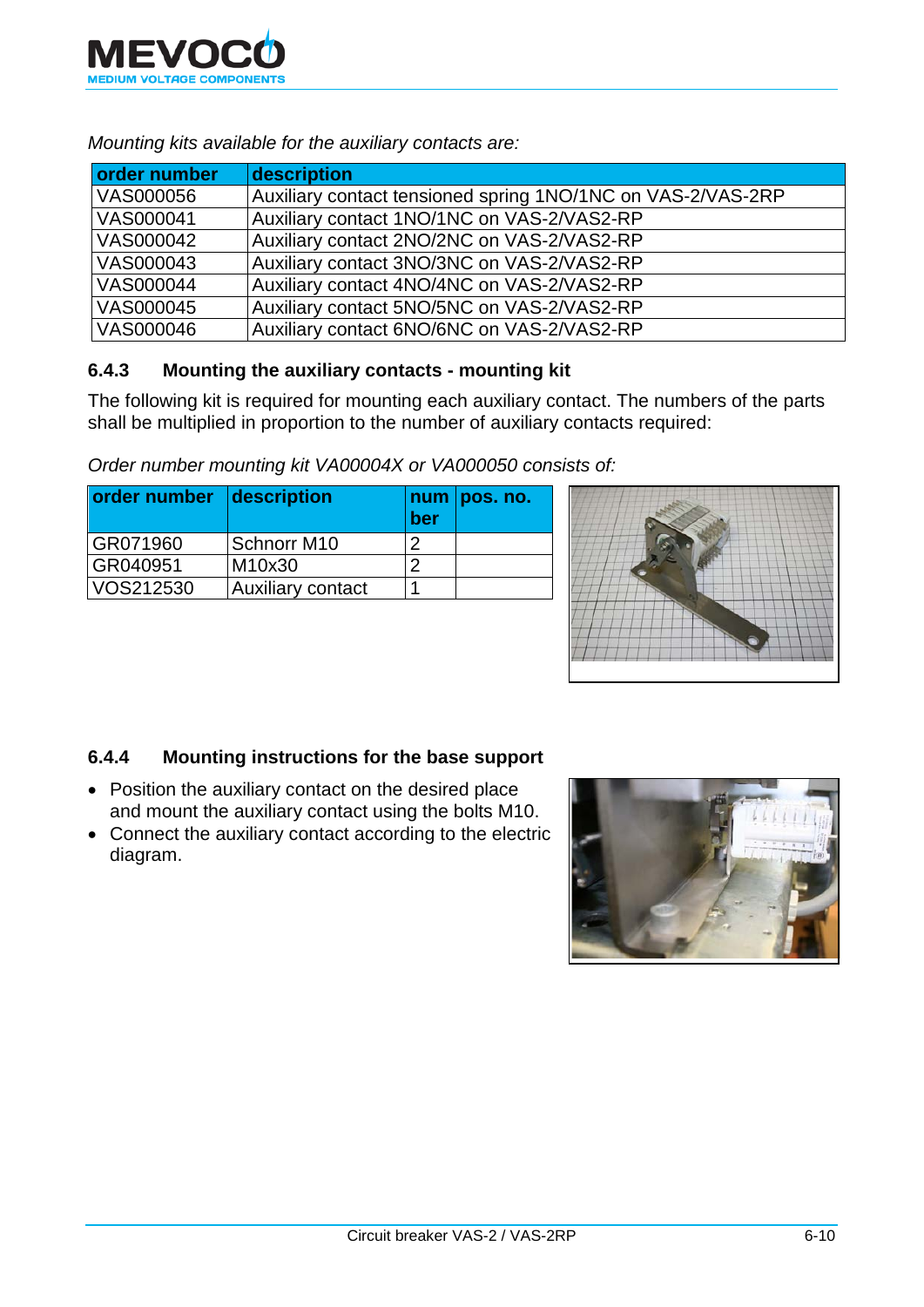*Mounting kits available for the auxiliary contacts are:*

| order number | description |
|---|---|
| VAS000056 | Auxiliary contact tensioned spring 1NO/1NC on VAS-2/VAS-2RP |
| VAS000041 | Auxiliary contact 1NO/1NC on VAS-2/VAS2-RP |
| VAS000042 | Auxiliary contact 2NO/2NC on VAS-2/VAS2-RP |
| VAS000043 | Auxiliary contact 3NO/3NC on VAS-2/VAS2-RP |
| VAS000044 | Auxiliary contact 4NO/4NC on VAS-2/VAS2-RP |
| VAS000045 | Auxiliary contact 5NO/5NC on VAS-2/VAS2-RP |
| VAS000046 | Auxiliary contact 6NO/6NC on VAS-2/VAS2-RP |

### 6.4.3 Mounting the auxiliary contacts - mounting kit

The following kit is required for mounting each auxiliary contact. The numbers of the parts shall be multiplied in proportion to the number of auxiliary contacts required:

*Order number mounting kit VA00004X or VA000050 consists of:*

| order number | description | number | pos. no. |
|---|---|---|---|
| GR071960 | Schnorr M10 | 2 | |
| GR040951 | M10x30 | 2 | |
| VOS212530 | Auxiliary contact | 1 | |

### 6.4.4 Mounting instructions for the base support

- Position the auxiliary contact on the desired place and mount the auxiliary contact using the bolts M10.
- Connect the auxiliary contact according to the electric diagram.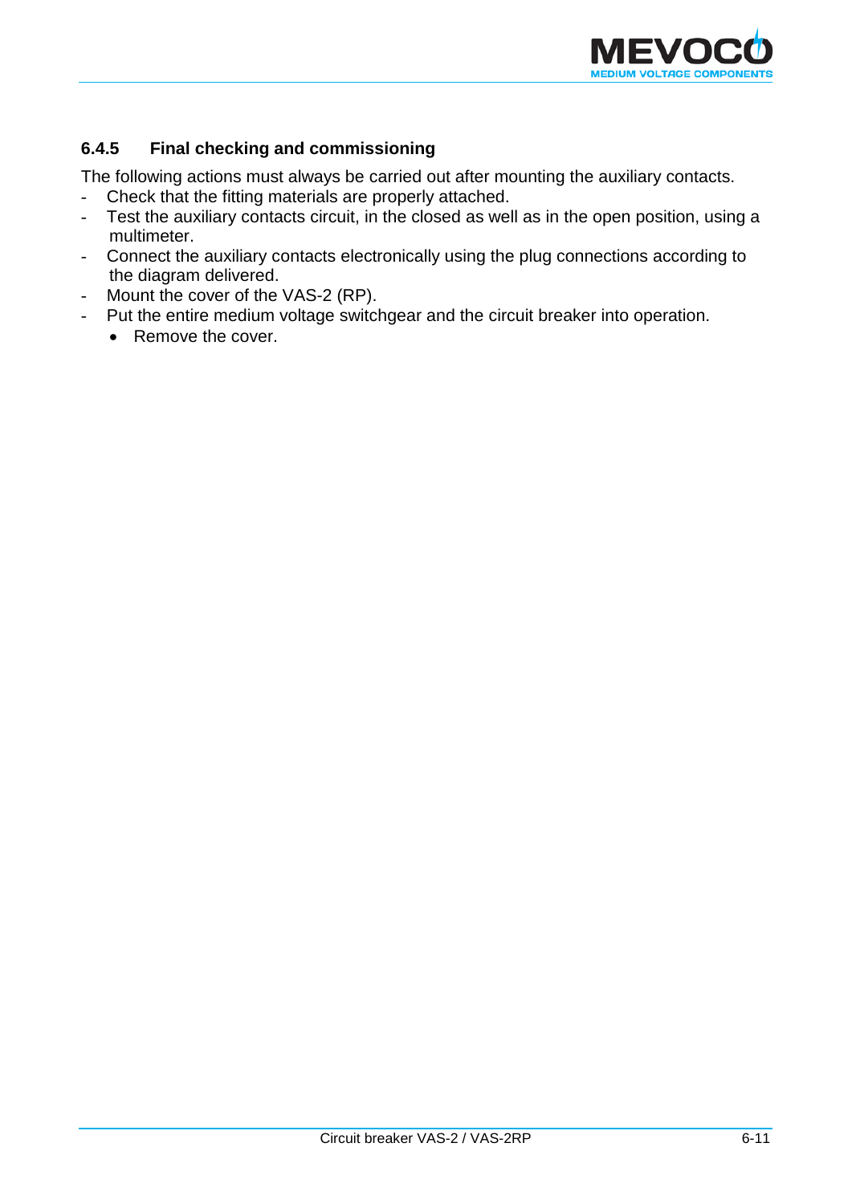### 6.4.5 Final checking and commissioning

The following actions must always be carried out after mounting the auxiliary contacts.

- Check that the fitting materials are properly attached.
- Test the auxiliary contacts circuit, in the closed as well as in the open position, using a multimeter.
- Connect the auxiliary contacts electronically using the plug connections according to the diagram delivered.
- Mount the cover of the VAS-2 (RP).
- Put the entire medium voltage switchgear and the circuit breaker into operation.
  - Remove the cover.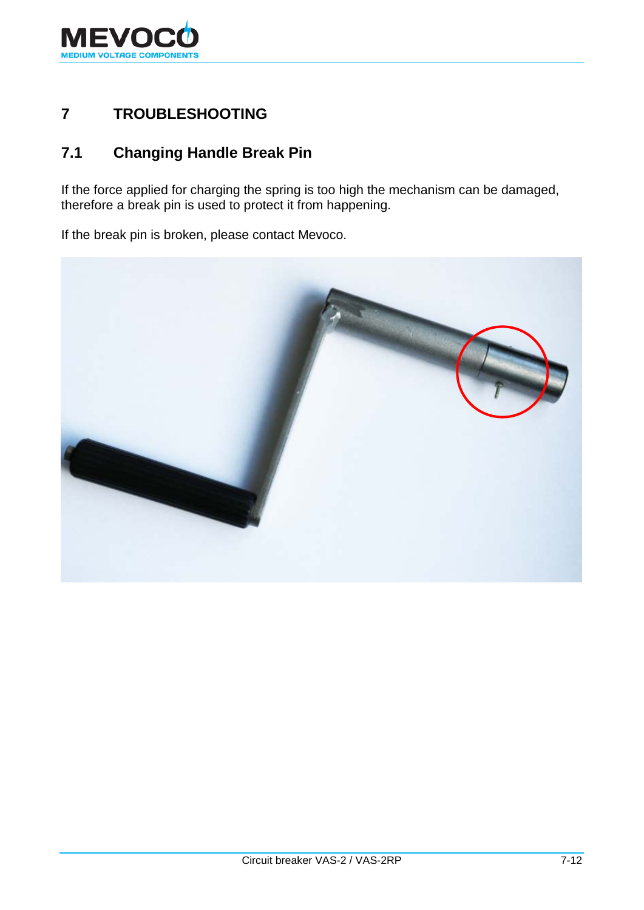# 7 TROUBLESHOOTING

## 7.1 Changing Handle Break Pin

If the force applied for charging the spring is too high the mechanism can be damaged, therefore a break pin is used to protect it from happening.

If the break pin is broken, please contact Mevoco.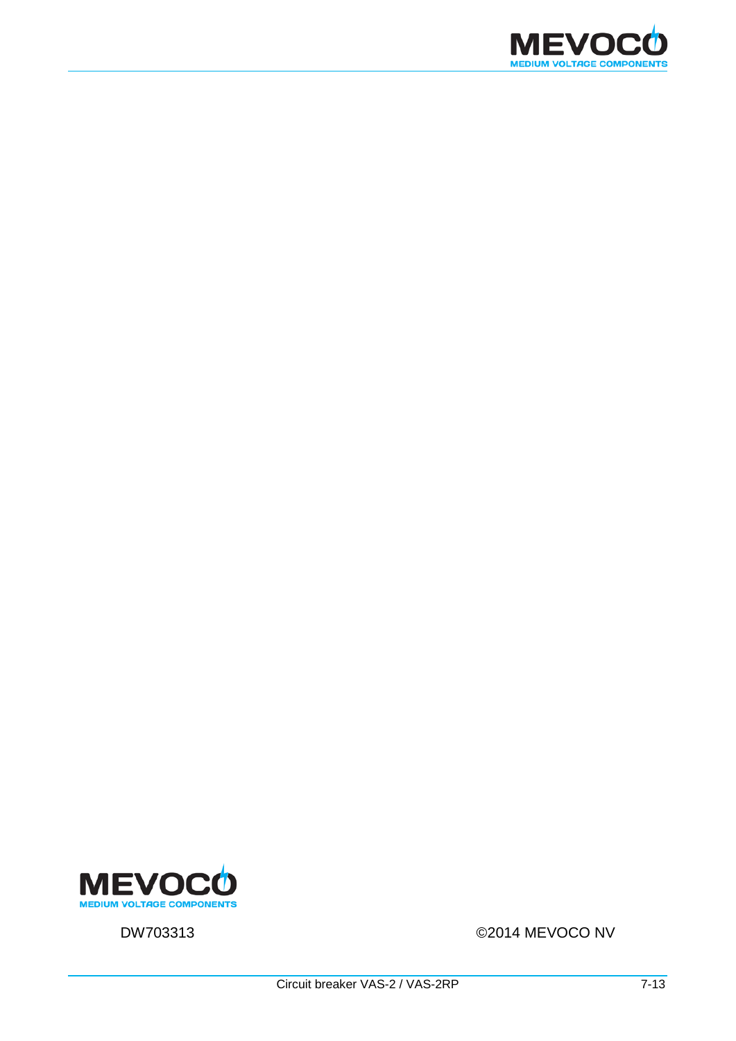MEVOCO
MEDIUM VOLTAGE COMPONENTS

DW703313

©2014 MEVOCO NV